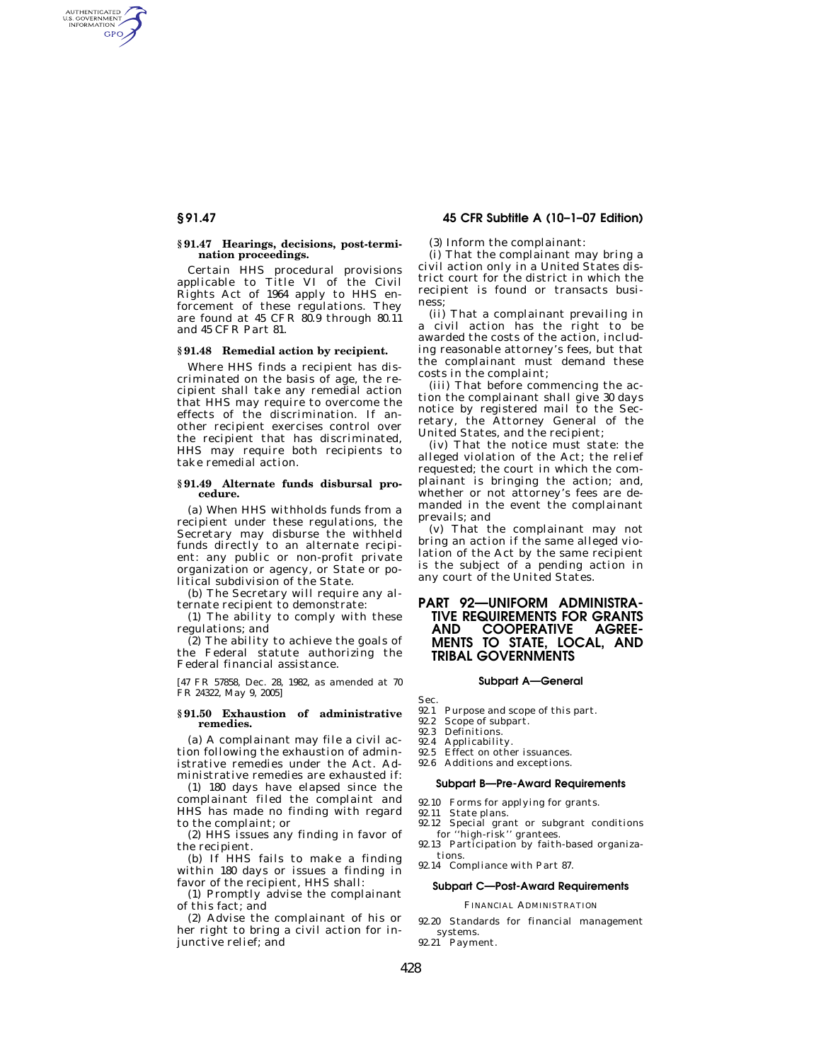### § 91.47 Hearings, decisions, post-termination proceedings.

Certain HHS procedural provisions applicable to Title VI of the Civil Rights Act of 1964 apply to HHS enforcement of these regulations. They are found at 45 CFR 80.9 through 80.11 and 45 CFR Part 81.

### § 91.48 Remedial action by recipient.

Where HHS finds a recipient has discriminated on the basis of age, the recipient shall take any remedial action that HHS may require to overcome the effects of the discrimination. If another recipient exercises control over the recipient that has discriminated, HHS may require both recipients to take remedial action.

### § 91.49 Alternate funds disbursal procedure.

(a) When HHS withholds funds from a recipient under these regulations, the Secretary may disburse the withheld funds directly to an alternate recipient: any public or non-profit private organization or agency, or State or political subdivision of the State.

(b) The Secretary will require any alternate recipient to demonstrate:

(1) The ability to comply with these regulations; and

(2) The ability to achieve the goals of the Federal statute authorizing the Federal financial assistance.

[47 FR 57858, Dec. 28, 1982, as amended at 70 FR 24322, May 9, 2005]

### § 91.50 Exhaustion of administrative remedies.

(a) A complainant may file a civil action following the exhaustion of administrative remedies under the Act. Administrative remedies are exhausted if:

(1) 180 days have elapsed since the complainant filed the complaint and HHS has made no finding with regard to the complaint; or

(2) HHS issues any finding in favor of the recipient.

(b) If HHS fails to make a finding within 180 days or issues a finding in favor of the recipient, HHS shall:

(1) Promptly advise the complainant of this fact; and

(2) Advise the complainant of his or her right to bring a civil action for injunctive relief; and

(3) Inform the complainant:

(i) That the complainant may bring a civil action only in a United States district court for the district in which the recipient is found or transacts business;

(ii) That a complainant prevailing in a civil action has the right to be awarded the costs of the action, including reasonable attorney's fees, but that the complainant must demand these costs in the complaint;

(iii) That before commencing the action the complainant shall give 30 days notice by registered mail to the Secretary, the Attorney General of the United States, and the recipient;

(iv) That the notice must state: the alleged violation of the Act; the relief requested; the court in which the complainant is bringing the action; and, whether or not attorney's fees are demanded in the event the complainant prevails; and

(v) That the complainant may not bring an action if the same alleged violation of the Act by the same recipient is the subject of a pending action in any court of the United States.

# PART 92—UNIFORM ADMINISTRATIVE REQUIREMENTS FOR GRANTS AND COOPERATIVE AGREEMENTS TO STATE, LOCAL, AND TRIBAL GOVERNMENTS

#### Subpart A—General

Sec.
92.1 Purpose and scope of this part.
92.2 Scope of subpart.
92.3 Definitions.
92.4 Applicability.
92.5 Effect on other issuances.
92.6 Additions and exceptions.

#### Subpart B—Pre-Award Requirements

92.10 Forms for applying for grants.
92.11 State plans.
92.12 Special grant or subgrant conditions for "high-risk" grantees.
92.13 Participation by faith-based organizations.
92.14 Compliance with Part 87.

#### Subpart C—Post-Award Requirements

FINANCIAL ADMINISTRATION

92.20 Standards for financial management systems.
92.21 Payment.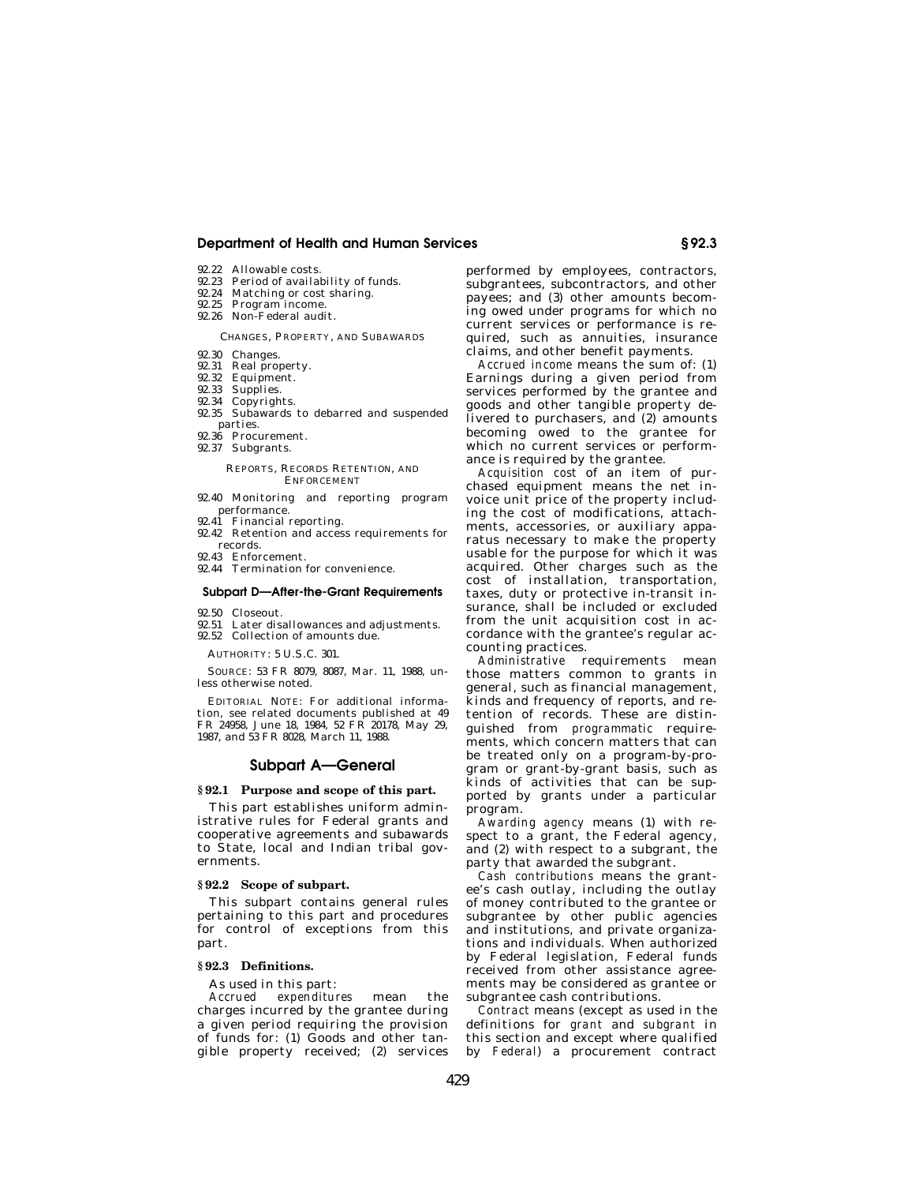92.22 Allowable costs.
92.23 Period of availability of funds.
92.24 Matching or cost sharing.
92.25 Program income.
92.26 Non-Federal audit.

CHANGES, PROPERTY, AND SUBAWARDS

92.30 Changes.
92.31 Real property.
92.32 Equipment.
92.33 Supplies.
92.34 Copyrights.
92.35 Subawards to debarred and suspended parties.
92.36 Procurement.
92.37 Subgrants.

REPORTS, RECORDS RETENTION, AND ENFORCEMENT

92.40 Monitoring and reporting program performance.
92.41 Financial reporting.
92.42 Retention and access requirements for records.
92.43 Enforcement.
92.44 Termination for convenience.

**Subpart D—After-the-Grant Requirements**

92.50 Closeout.
92.51 Later disallowances and adjustments.
92.52 Collection of amounts due.

AUTHORITY: 5 U.S.C. 301.

SOURCE: 53 FR 8079, 8087, Mar. 11, 1988, unless otherwise noted.

EDITORIAL NOTE: For additional information, see related documents published at 49 FR 24958, June 18, 1984, 52 FR 20178, May 29, 1987, and 53 FR 8028, March 11, 1988.

## Subpart A—General

### § 92.1 Purpose and scope of this part.

This part establishes uniform administrative rules for Federal grants and cooperative agreements and subawards to State, local and Indian tribal governments.

### § 92.2 Scope of subpart.

This subpart contains general rules pertaining to this part and procedures for control of exceptions from this part.

### § 92.3 Definitions.

As used in this part:

*Accrued expenditures* mean the charges incurred by the grantee during a given period requiring the provision of funds for: (1) Goods and other tangible property received; (2) services performed by employees, contractors, subgrantees, subcontractors, and other payees; and (3) other amounts becoming owed under programs for which no current services or performance is required, such as annuities, insurance claims, and other benefit payments.

*Accrued income* means the sum of: (1) Earnings during a given period from services performed by the grantee and goods and other tangible property delivered to purchasers, and (2) amounts becoming owed to the grantee for which no current services or performance is required by the grantee.

*Acquisition cost* of an item of purchased equipment means the net invoice unit price of the property including the cost of modifications, attachments, accessories, or auxiliary apparatus necessary to make the property usable for the purpose for which it was acquired. Other charges such as the cost of installation, transportation, taxes, duty or protective in-transit insurance, shall be included or excluded from the unit acquisition cost in accordance with the grantee's regular accounting practices.

*Administrative* requirements mean those matters common to grants in general, such as financial management, kinds and frequency of reports, and retention of records. These are distinguished from *programmatic* requirements, which concern matters that can be treated only on a program-by-program or grant-by-grant basis, such as kinds of activities that can be supported by grants under a particular program.

*Awarding agency* means (1) with respect to a grant, the Federal agency, and (2) with respect to a subgrant, the party that awarded the subgrant.

*Cash contributions* means the grantee's cash outlay, including the outlay of money contributed to the grantee or subgrantee by other public agencies and institutions, and private organizations and individuals. When authorized by Federal legislation, Federal funds received from other assistance agreements may be considered as grantee or subgrantee cash contributions.

*Contract* means (except as used in the definitions for *grant* and *subgrant* in this section and except where qualified by *Federal*) a procurement contract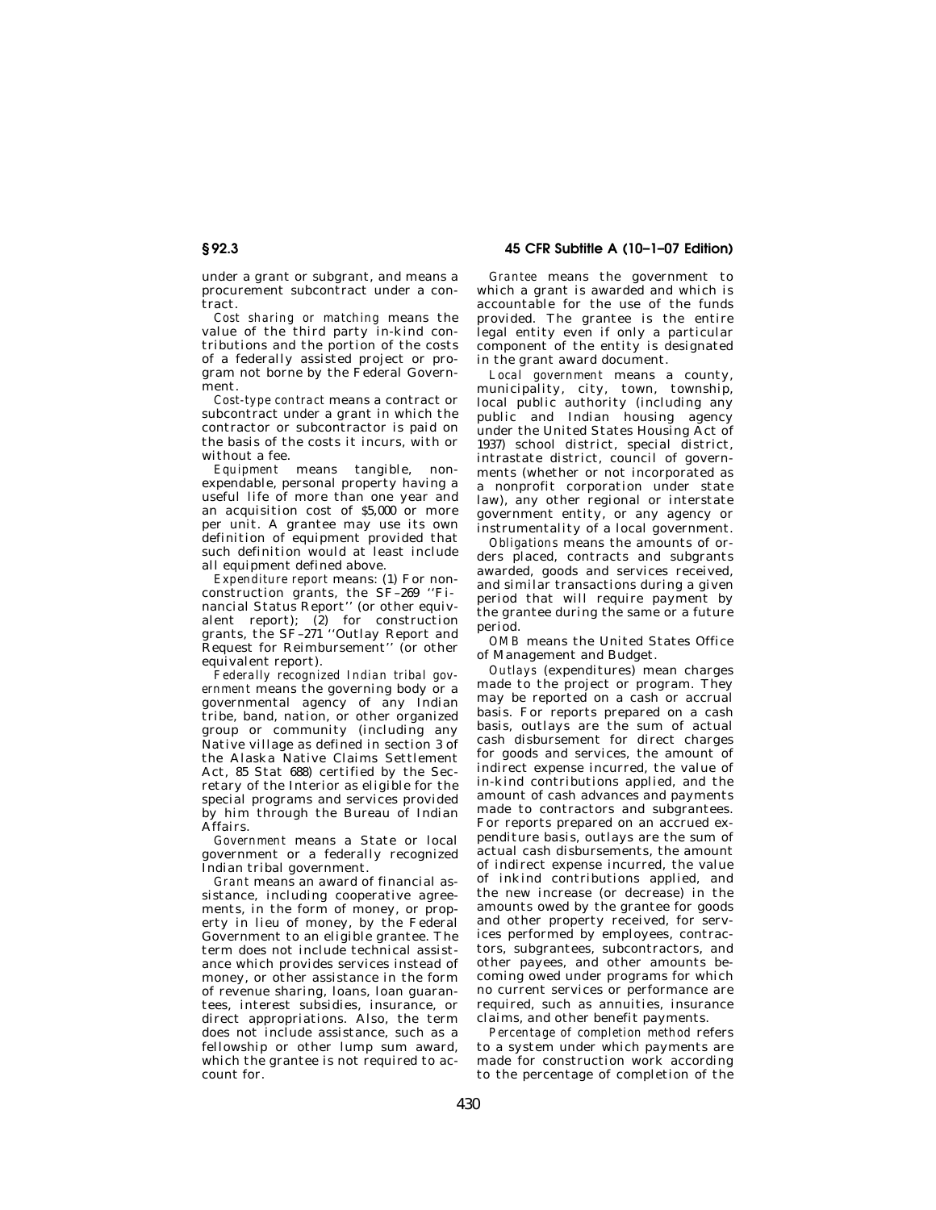under a grant or subgrant, and means a procurement subcontract under a contract.

*Cost sharing or matching* means the value of the third party in-kind contributions and the portion of the costs of a federally assisted project or program not borne by the Federal Government.

*Cost-type contract* means a contract or subcontract under a grant in which the contractor or subcontractor is paid on the basis of the costs it incurs, with or without a fee.

*Equipment* means tangible, nonexpendable, personal property having a useful life of more than one year and an acquisition cost of $5,000 or more per unit. A grantee may use its own definition of equipment provided that such definition would at least include all equipment defined above.

*Expenditure report* means: (1) For nonconstruction grants, the SF–269 ''Financial Status Report'' (or other equivalent report); (2) for construction grants, the SF–271 ''Outlay Report and Request for Reimbursement'' (or other equivalent report).

*Federally recognized Indian tribal government* means the governing body or a governmental agency of any Indian tribe, band, nation, or other organized group or community (including any Native village as defined in section 3 of the Alaska Native Claims Settlement Act, 85 Stat 688) certified by the Secretary of the Interior as eligible for the special programs and services provided by him through the Bureau of Indian Affairs.

*Government* means a State or local government or a federally recognized Indian tribal government.

*Grant* means an award of financial assistance, including cooperative agreements, in the form of money, or property in lieu of money, by the Federal Government to an eligible grantee. The term does not include technical assistance which provides services instead of money, or other assistance in the form of revenue sharing, loans, loan guarantees, interest subsidies, insurance, or direct appropriations. Also, the term does not include assistance, such as a fellowship or other lump sum award, which the grantee is not required to account for.

*Grantee* means the government to which a grant is awarded and which is accountable for the use of the funds provided. The grantee is the entire legal entity even if only a particular component of the entity is designated in the grant award document.

*Local government* means a county, municipality, city, town, township, local public authority (including any public and Indian housing agency under the United States Housing Act of 1937) school district, special district, intrastate district, council of governments (whether or not incorporated as a nonprofit corporation under state law), any other regional or interstate government entity, or any agency or instrumentality of a local government.

*Obligations* means the amounts of orders placed, contracts and subgrants awarded, goods and services received, and similar transactions during a given period that will require payment by the grantee during the same or a future period.

*OMB* means the United States Office of Management and Budget.

*Outlays* (expenditures) mean charges made to the project or program. They may be reported on a cash or accrual basis. For reports prepared on a cash basis, outlays are the sum of actual cash disbursement for direct charges for goods and services, the amount of indirect expense incurred, the value of in-kind contributions applied, and the amount of cash advances and payments made to contractors and subgrantees. For reports prepared on an accrued expenditure basis, outlays are the sum of actual cash disbursements, the amount of indirect expense incurred, the value of inkind contributions applied, and the new increase (or decrease) in the amounts owed by the grantee for goods and other property received, for services performed by employees, contractors, subgrantees, subcontractors, and other payees, and other amounts becoming owed under programs for which no current services or performance are required, such as annuities, insurance claims, and other benefit payments.

*Percentage of completion method* refers to a system under which payments are made for construction work according to the percentage of completion of the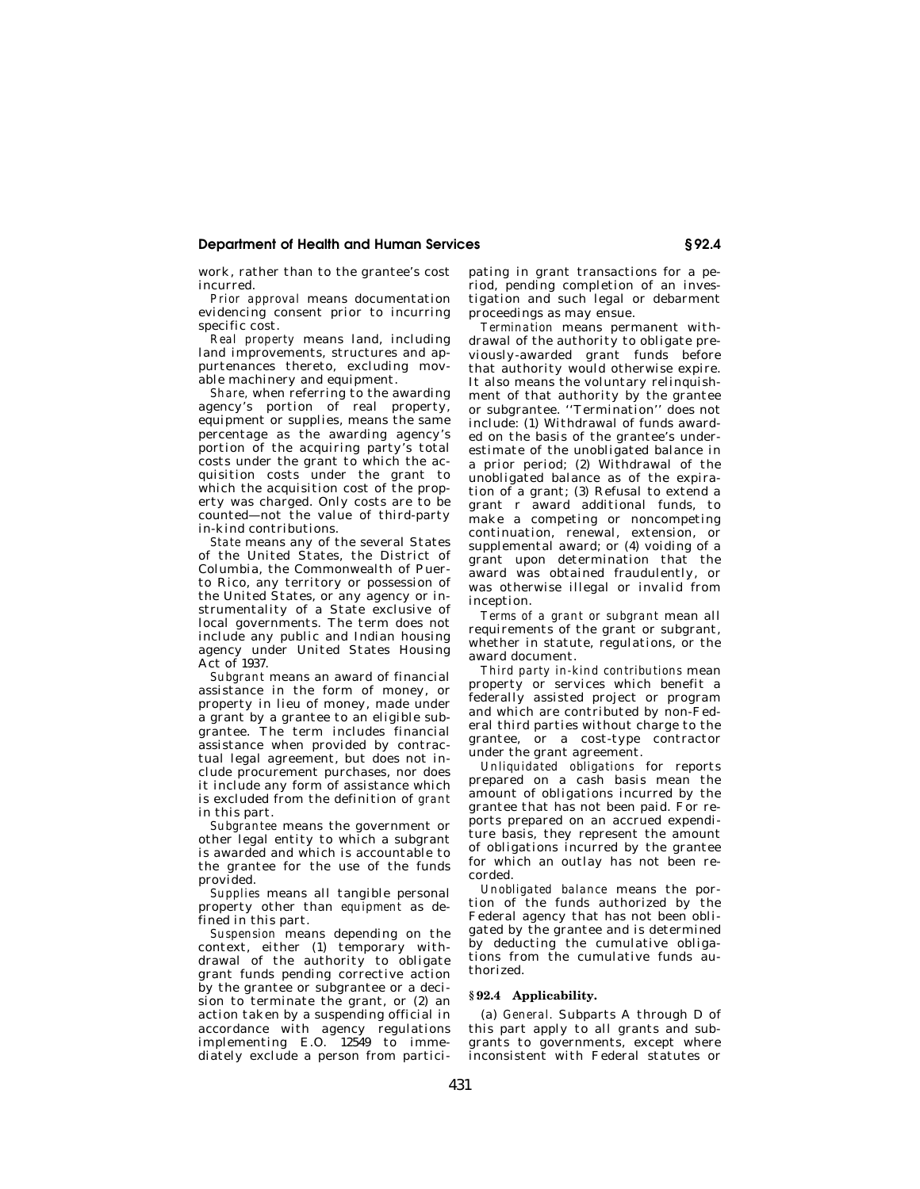work, rather than to the grantee's cost incurred.

*Prior approval* means documentation evidencing consent prior to incurring specific cost.

*Real property* means land, including land improvements, structures and appurtenances thereto, excluding movable machinery and equipment.

*Share,* when referring to the awarding agency's portion of real property, equipment or supplies, means the same percentage as the awarding agency's portion of the acquiring party's total costs under the grant to which the acquisition costs under the grant to which the acquisition cost of the property was charged. Only costs are to be counted—not the value of third-party in-kind contributions.

*State* means any of the several States of the United States, the District of Columbia, the Commonwealth of Puerto Rico, any territory or possession of the United States, or any agency or instrumentality of a State exclusive of local governments. The term does not include any public and Indian housing agency under United States Housing Act of 1937.

*Subgrant* means an award of financial assistance in the form of money, or property in lieu of money, made under a grant by a grantee to an eligible subgrantee. The term includes financial assistance when provided by contractual legal agreement, but does not include procurement purchases, nor does it include any form of assistance which is excluded from the definition of *grant* in this part.

*Subgrantee* means the government or other legal entity to which a subgrant is awarded and which is accountable to the grantee for the use of the funds provided.

*Supplies* means all tangible personal property other than *equipment* as defined in this part.

*Suspension* means depending on the context, either (1) temporary withdrawal of the authority to obligate grant funds pending corrective action by the grantee or subgrantee or a decision to terminate the grant, or (2) an action taken by a suspending official in accordance with agency regulations implementing E.O. 12549 to immediately exclude a person from participating in grant transactions for a period, pending completion of an investigation and such legal or debarment proceedings as may ensue.

*Termination* means permanent withdrawal of the authority to obligate previously-awarded grant funds before that authority would otherwise expire. It also means the voluntary relinquishment of that authority by the grantee or subgrantee. "Termination" does not include: (1) Withdrawal of funds awarded on the basis of the grantee's underestimate of the unobligated balance in a prior period; (2) Withdrawal of the unobligated balance as of the expiration of a grant; (3) Refusal to extend a grant r award additional funds, to make a competing or noncompeting continuation, renewal, extension, or supplemental award; or (4) voiding of a grant upon determination that the award was obtained fraudulently, or was otherwise illegal or invalid from inception.

*Terms of a grant or subgrant* mean all requirements of the grant or subgrant, whether in statute, regulations, or the award document.

*Third party in-kind contributions* mean property or services which benefit a federally assisted project or program and which are contributed by non-Federal third parties without charge to the grantee, or a cost-type contractor under the grant agreement.

*Unliquidated obligations* for reports prepared on a cash basis mean the amount of obligations incurred by the grantee that has not been paid. For reports prepared on an accrued expenditure basis, they represent the amount of obligations incurred by the grantee for which an outlay has not been recorded.

*Unobligated balance* means the portion of the funds authorized by the Federal agency that has not been obligated by the grantee and is determined by deducting the cumulative obligations from the cumulative funds authorized.

## § 92.4 Applicability.

(a) *General.* Subparts A through D of this part apply to all grants and subgrants to governments, except where inconsistent with Federal statutes or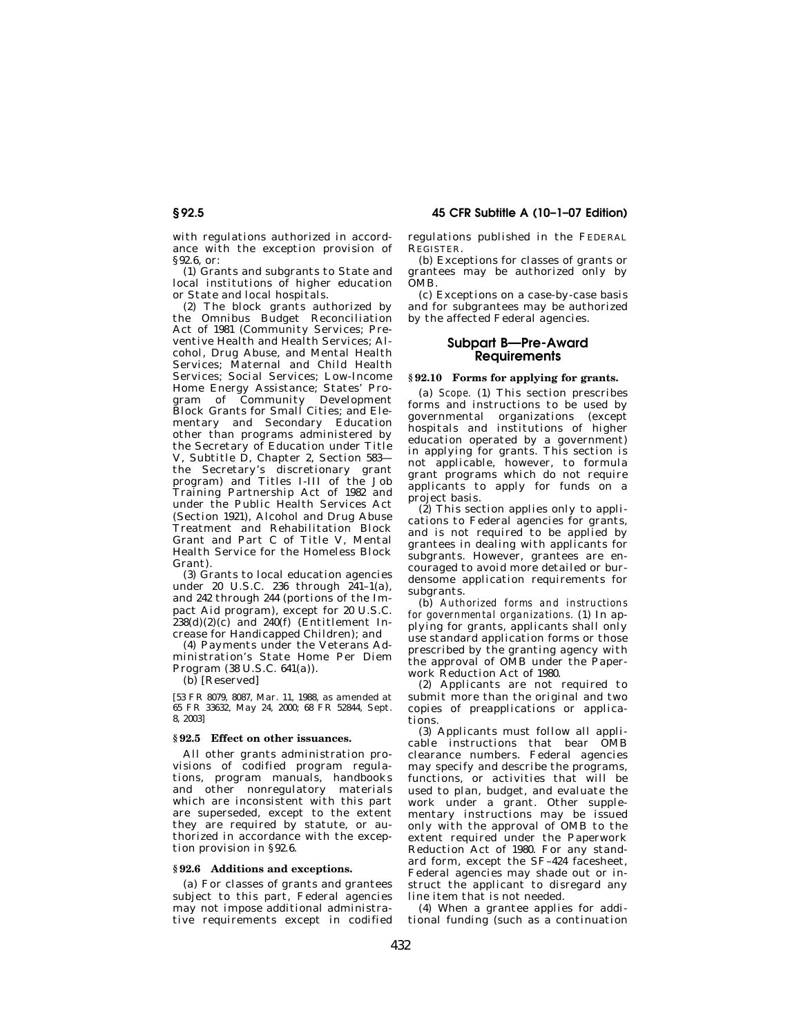with regulations authorized in accordance with the exception provision of §92.6, or:

(1) Grants and subgrants to State and local institutions of higher education or State and local hospitals.

(2) The block grants authorized by the Omnibus Budget Reconciliation Act of 1981 (Community Services; Preventive Health and Health Services; Alcohol, Drug Abuse, and Mental Health Services; Maternal and Child Health Services; Social Services; Low-Income Home Energy Assistance; States' Program of Community Development Block Grants for Small Cities; and Elementary and Secondary Education other than programs administered by the Secretary of Education under Title V, Subtitle D, Chapter 2, Section 583—the Secretary's discretionary grant program) and Titles I-III of the Job Training Partnership Act of 1982 and under the Public Health Services Act (Section 1921), Alcohol and Drug Abuse Treatment and Rehabilitation Block Grant and Part C of Title V, Mental Health Service for the Homeless Block Grant).

(3) Grants to local education agencies under 20 U.S.C. 236 through 241–1(a), and 242 through 244 (portions of the Impact Aid program), except for 20 U.S.C. 238(d)(2)(c) and 240(f) (Entitlement Increase for Handicapped Children); and

(4) Payments under the Veterans Administration's State Home Per Diem Program (38 U.S.C. 641(a)).

(b) [Reserved]

[53 FR 8079, 8087, Mar. 11, 1988, as amended at 65 FR 33632, May 24, 2000; 68 FR 52844, Sept. 8, 2003]

### § 92.5 Effect on other issuances.

All other grants administration provisions of codified program regulations, program manuals, handbooks and other nonregulatory materials which are inconsistent with this part are superseded, except to the extent they are required by statute, or authorized in accordance with the exception provision in §92.6.

### § 92.6 Additions and exceptions.

(a) For classes of grants and grantees subject to this part, Federal agencies may not impose additional administrative requirements except in codified regulations published in the FEDERAL REGISTER.

(b) Exceptions for classes of grants or grantees may be authorized only by OMB.

(c) Exceptions on a case-by-case basis and for subgrantees may be authorized by the affected Federal agencies.

## Subpart B—Pre-Award Requirements

### § 92.10 Forms for applying for grants.

(a) *Scope.* (1) This section prescribes forms and instructions to be used by governmental organizations (except hospitals and institutions of higher education operated by a government) in applying for grants. This section is not applicable, however, to formula grant programs which do not require applicants to apply for funds on a project basis.

(2) This section applies only to applications to Federal agencies for grants, and is not required to be applied by grantees in dealing with applicants for subgrants. However, grantees are encouraged to avoid more detailed or burdensome application requirements for subgrants.

(b) *Authorized forms and instructions for governmental organizations.* (1) In applying for grants, applicants shall only use standard application forms or those prescribed by the granting agency with the approval of OMB under the Paperwork Reduction Act of 1980.

(2) Applicants are not required to submit more than the original and two copies of preapplications or applications.

(3) Applicants must follow all applicable instructions that bear OMB clearance numbers. Federal agencies may specify and describe the programs, functions, or activities that will be used to plan, budget, and evaluate the work under a grant. Other supplementary instructions may be issued only with the approval of OMB to the extent required under the Paperwork Reduction Act of 1980. For any standard form, except the SF–424 facesheet, Federal agencies may shade out or instruct the applicant to disregard any line item that is not needed.

(4) When a grantee applies for additional funding (such as a continuation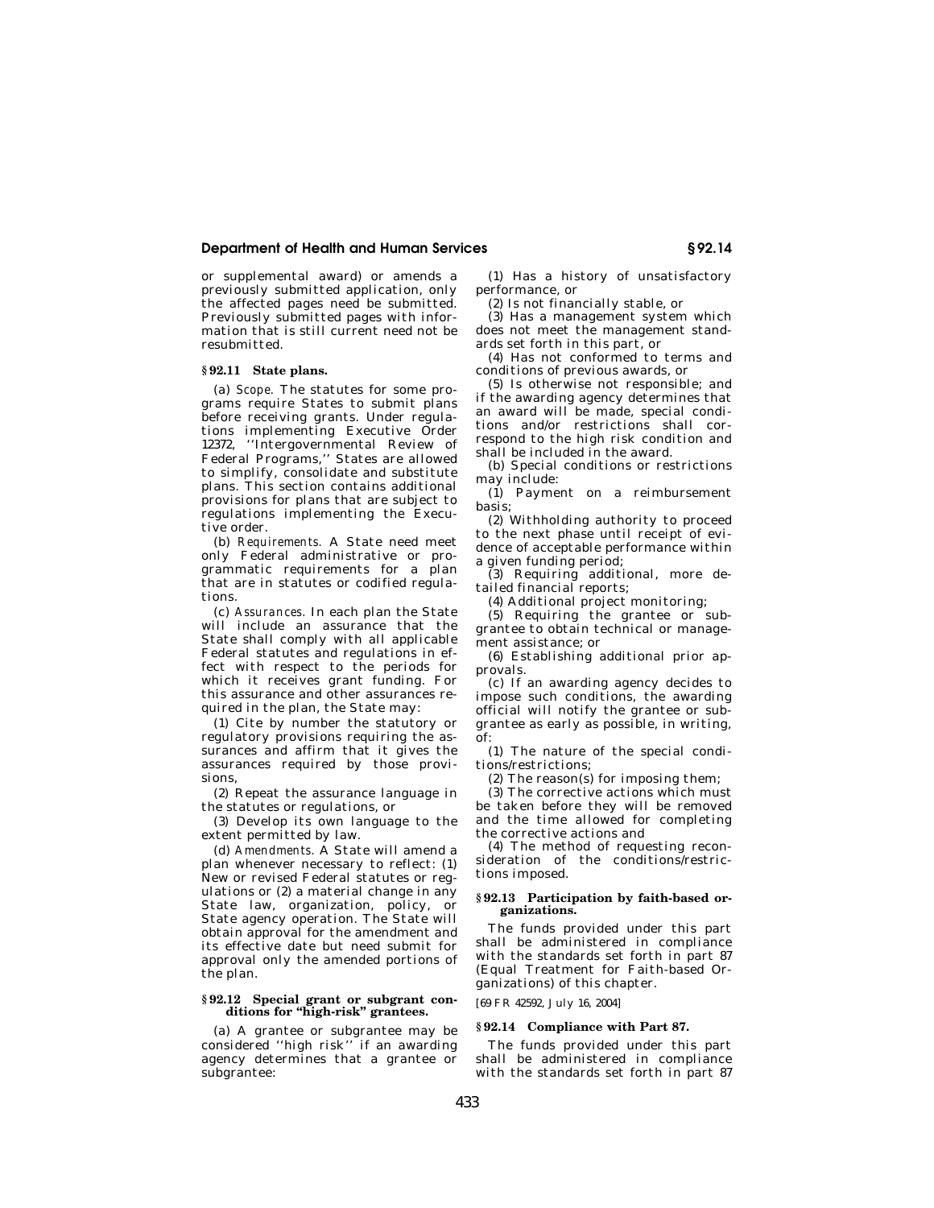or supplemental award) or amends a previously submitted application, only the affected pages need be submitted. Previously submitted pages with information that is still current need not be resubmitted.

### § 92.11 State plans.

(a) *Scope.* The statutes for some programs require States to submit plans before receiving grants. Under regulations implementing Executive Order 12372, ''Intergovernmental Review of Federal Programs,'' States are allowed to simplify, consolidate and substitute plans. This section contains additional provisions for plans that are subject to regulations implementing the Executive order.

(b) *Requirements.* A State need meet only Federal administrative or programmatic requirements for a plan that are in statutes or codified regulations.

(c) *Assurances.* In each plan the State will include an assurance that the State shall comply with all applicable Federal statutes and regulations in effect with respect to the periods for which it receives grant funding. For this assurance and other assurances required in the plan, the State may:

(1) Cite by number the statutory or regulatory provisions requiring the assurances and affirm that it gives the assurances required by those provisions,

(2) Repeat the assurance language in the statutes or regulations, or

(3) Develop its own language to the extent permitted by law.

(d) *Amendments.* A State will amend a plan whenever necessary to reflect: (1) New or revised Federal statutes or regulations or (2) a material change in any State law, organization, policy, or State agency operation. The State will obtain approval for the amendment and its effective date but need submit for approval only the amended portions of the plan.

### § 92.12 Special grant or subgrant conditions for "high-risk" grantees.

(a) A grantee or subgrantee may be considered ''high risk'' if an awarding agency determines that a grantee or subgrantee:

(1) Has a history of unsatisfactory performance, or

(2) Is not financially stable, or

(3) Has a management system which does not meet the management standards set forth in this part, or

(4) Has not conformed to terms and conditions of previous awards, or

(5) Is otherwise not responsible; and if the awarding agency determines that an award will be made, special conditions and/or restrictions shall correspond to the high risk condition and shall be included in the award.

(b) Special conditions or restrictions may include:

(1) Payment on a reimbursement basis;

(2) Withholding authority to proceed to the next phase until receipt of evidence of acceptable performance within a given funding period;

(3) Requiring additional, more detailed financial reports;

(4) Additional project monitoring;

(5) Requiring the grantee or subgrantee to obtain technical or management assistance; or

(6) Establishing additional prior approvals.

(c) If an awarding agency decides to impose such conditions, the awarding official will notify the grantee or subgrantee as early as possible, in writing, of:

(1) The nature of the special conditions/restrictions;

(2) The reason(s) for imposing them;

(3) The corrective actions which must be taken before they will be removed and the time allowed for completing the corrective actions and

(4) The method of requesting reconsideration of the conditions/restrictions imposed.

### § 92.13 Participation by faith-based organizations.

The funds provided under this part shall be administered in compliance with the standards set forth in part 87 (Equal Treatment for Faith-based Organizations) of this chapter.

[69 FR 42592, July 16, 2004]

### § 92.14 Compliance with Part 87.

The funds provided under this part shall be administered in compliance with the standards set forth in part 87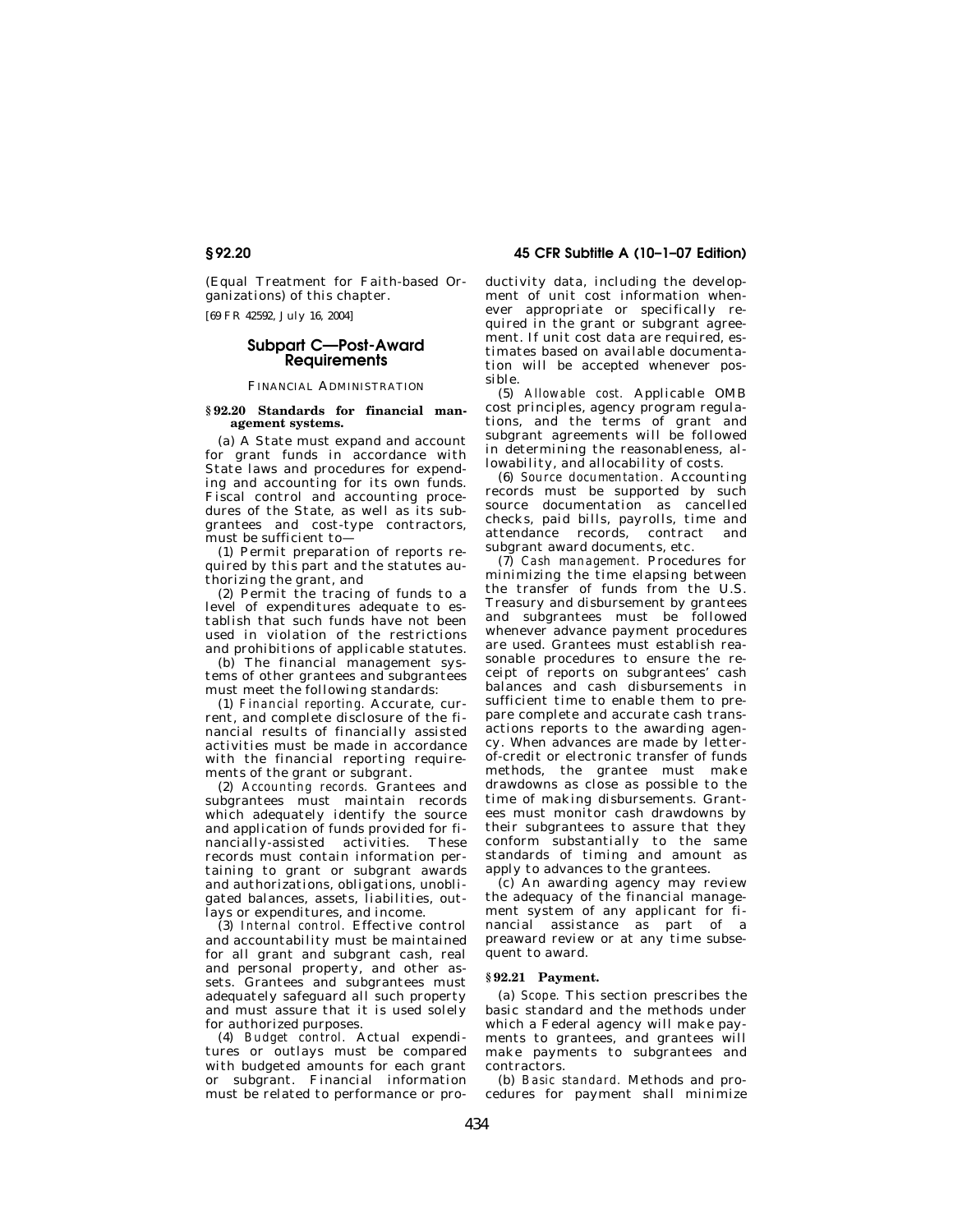(Equal Treatment for Faith-based Organizations) of this chapter.

[69 FR 42592, July 16, 2004]

## Subpart C—Post-Award Requirements

FINANCIAL ADMINISTRATION

### § 92.20 Standards for financial management systems.

(a) A State must expand and account for grant funds in accordance with State laws and procedures for expending and accounting for its own funds. Fiscal control and accounting procedures of the State, as well as its subgrantees and cost-type contractors, must be sufficient to—

(1) Permit preparation of reports required by this part and the statutes authorizing the grant, and

(2) Permit the tracing of funds to a level of expenditures adequate to establish that such funds have not been used in violation of the restrictions and prohibitions of applicable statutes.

(b) The financial management systems of other grantees and subgrantees must meet the following standards:

(1) *Financial reporting.* Accurate, current, and complete disclosure of the financial results of financially assisted activities must be made in accordance with the financial reporting requirements of the grant or subgrant.

(2) *Accounting records.* Grantees and subgrantees must maintain records which adequately identify the source and application of funds provided for financially-assisted activities. These records must contain information pertaining to grant or subgrant awards and authorizations, obligations, unobligated balances, assets, liabilities, outlays or expenditures, and income.

(3) *Internal control.* Effective control and accountability must be maintained for all grant and subgrant cash, real and personal property, and other assets. Grantees and subgrantees must adequately safeguard all such property and must assure that it is used solely for authorized purposes.

(4) *Budget control.* Actual expenditures or outlays must be compared with budgeted amounts for each grant or subgrant. Financial information must be related to performance or productivity data, including the development of unit cost information whenever appropriate or specifically required in the grant or subgrant agreement. If unit cost data are required, estimates based on available documentation will be accepted whenever possible.

(5) *Allowable cost.* Applicable OMB cost principles, agency program regulations, and the terms of grant and subgrant agreements will be followed in determining the reasonableness, allowability, and allocability of costs.

(6) *Source documentation.* Accounting records must be supported by such source documentation as cancelled checks, paid bills, payrolls, time and attendance records, contract and subgrant award documents, etc.

(7) *Cash management.* Procedures for minimizing the time elapsing between the transfer of funds from the U.S. Treasury and disbursement by grantees and subgrantees must be followed whenever advance payment procedures are used. Grantees must establish reasonable procedures to ensure the receipt of reports on subgrantees' cash balances and cash disbursements in sufficient time to enable them to prepare complete and accurate cash transactions reports to the awarding agency. When advances are made by letter-of-credit or electronic transfer of funds methods, the grantee must make drawdowns as close as possible to the time of making disbursements. Grantees must monitor cash drawdowns by their subgrantees to assure that they conform substantially to the same standards of timing and amount as apply to advances to the grantees.

(c) An awarding agency may review the adequacy of the financial management system of any applicant for financial assistance as part of a preaward review or at any time subsequent to award.

### § 92.21 Payment.

(a) *Scope.* This section prescribes the basic standard and the methods under which a Federal agency will make payments to grantees, and grantees will make payments to subgrantees and contractors.

(b) *Basic standard.* Methods and procedures for payment shall minimize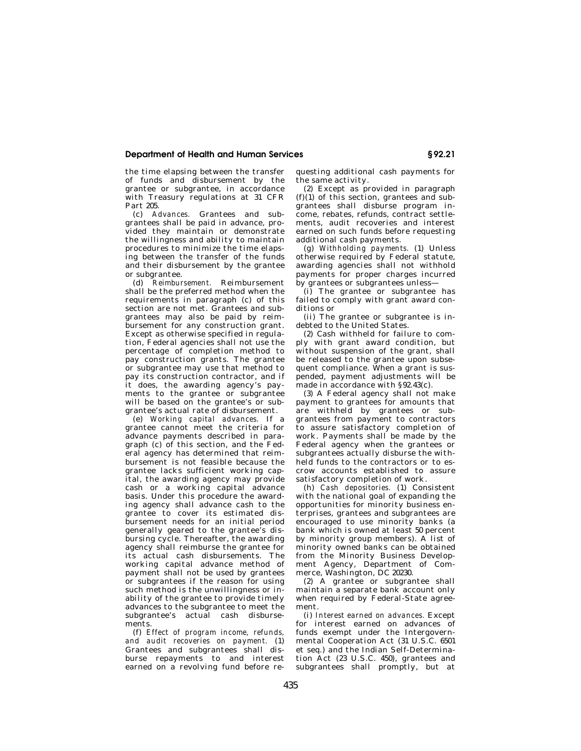the time elapsing between the transfer of funds and disbursement by the grantee or subgrantee, in accordance with Treasury regulations at 31 CFR Part 205.

(c) *Advances.* Grantees and subgrantees shall be paid in advance, provided they maintain or demonstrate the willingness and ability to maintain procedures to minimize the time elapsing between the transfer of the funds and their disbursement by the grantee or subgrantee.

(d) *Reimbursement.* Reimbursement shall be the preferred method when the requirements in paragraph (c) of this section are not met. Grantees and subgrantees may also be paid by reimbursement for any construction grant. Except as otherwise specified in regulation, Federal agencies shall not use the percentage of completion method to pay construction grants. The grantee or subgrantee may use that method to pay its construction contractor, and if it does, the awarding agency's payments to the grantee or subgrantee will be based on the grantee's or subgrantee's actual rate of disbursement.

(e) *Working capital advances.* If a grantee cannot meet the criteria for advance payments described in paragraph (c) of this section, and the Federal agency has determined that reimbursement is not feasible because the grantee lacks sufficient working capital, the awarding agency may provide cash or a working capital advance basis. Under this procedure the awarding agency shall advance cash to the grantee to cover its estimated disbursement needs for an initial period generally geared to the grantee's disbursing cycle. Thereafter, the awarding agency shall reimburse the grantee for its actual cash disbursements. The working capital advance method of payment shall not be used by grantees or subgrantees if the reason for using such method is the unwillingness or inability of the grantee to provide timely advances to the subgrantee to meet the subgrantee's actual cash disbursements.

(f) *Effect of program income, refunds, and audit recoveries on payment.* (1) Grantees and subgrantees shall disburse repayments to and interest earned on a revolving fund before requesting additional cash payments for the same activity.

(2) Except as provided in paragraph (f)(1) of this section, grantees and subgrantees shall disburse program income, rebates, refunds, contract settlements, audit recoveries and interest earned on such funds before requesting additional cash payments.

(g) *Withholding payments.* (1) Unless otherwise required by Federal statute, awarding agencies shall not withhold payments for proper charges incurred by grantees or subgrantees unless—

(i) The grantee or subgrantee has failed to comply with grant award conditions or

(ii) The grantee or subgrantee is indebted to the United States.

(2) Cash withheld for failure to comply with grant award condition, but without suspension of the grant, shall be released to the grantee upon subsequent compliance. When a grant is suspended, payment adjustments will be made in accordance with §92.43(c).

(3) A Federal agency shall not make payment to grantees for amounts that are withheld by grantees or subgrantees from payment to contractors to assure satisfactory completion of work. Payments shall be made by the Federal agency when the grantees or subgrantees actually disburse the withheld funds to the contractors or to escrow accounts established to assure satisfactory completion of work.

(h) *Cash depositories.* (1) Consistent with the national goal of expanding the opportunities for minority business enterprises, grantees and subgrantees are encouraged to use minority banks (a bank which is owned at least 50 percent by minority group members). A list of minority owned banks can be obtained from the Minority Business Development Agency, Department of Commerce, Washington, DC 20230.

(2) A grantee or subgrantee shall maintain a separate bank account only when required by Federal-State agreement.

(i) *Interest earned on advances.* Except for interest earned on advances of funds exempt under the Intergovernmental Cooperation Act (31 U.S.C. 6501 et seq.) and the Indian Self-Determination Act (23 U.S.C. 450), grantees and subgrantees shall promptly, but at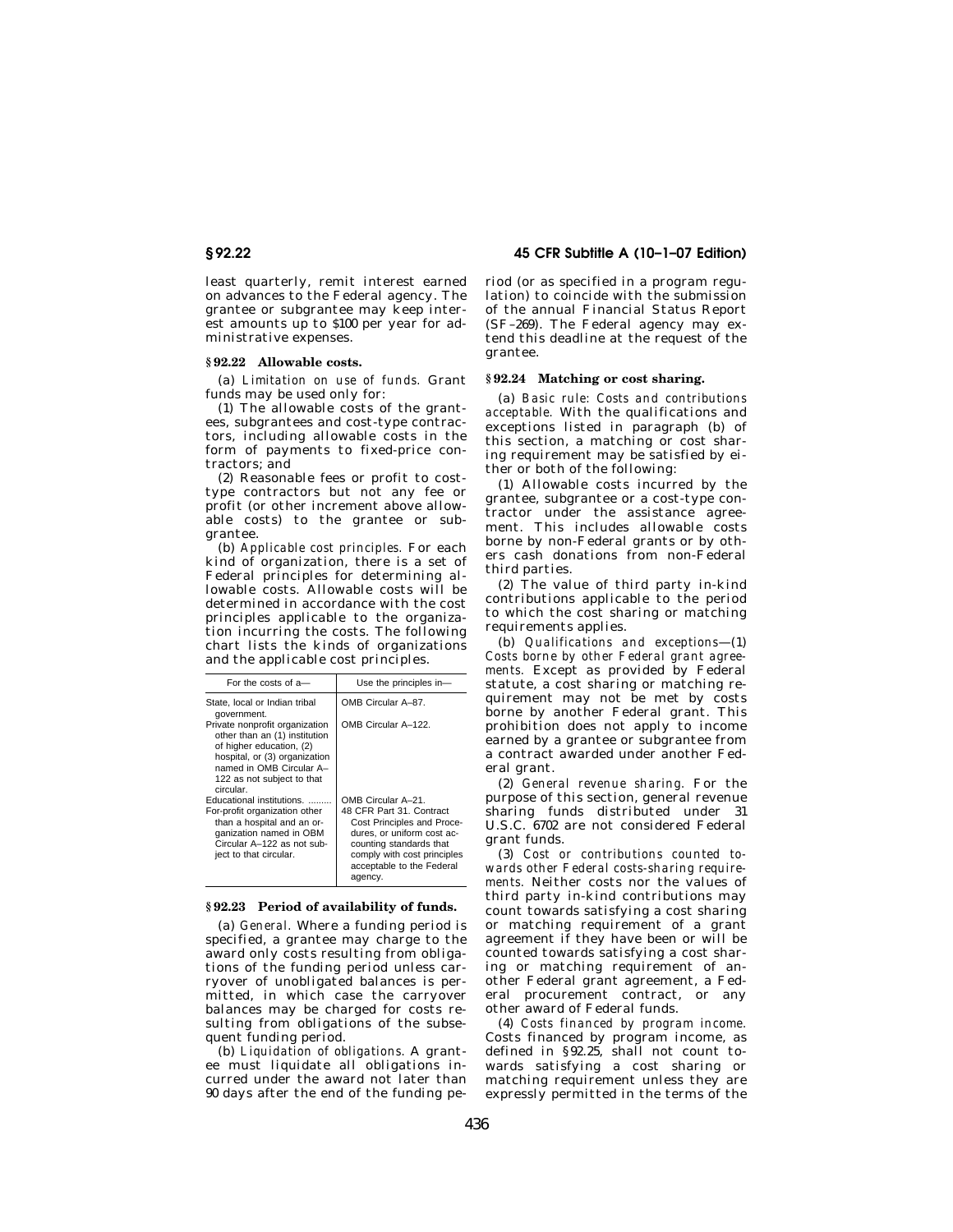least quarterly, remit interest earned on advances to the Federal agency. The grantee or subgrantee may keep interest amounts up to $100 per year for administrative expenses.

### § 92.22 Allowable costs.

(a) *Limitation on use of funds.* Grant funds may be used only for:

(1) The allowable costs of the grantees, subgrantees and cost-type contractors, including allowable costs in the form of payments to fixed-price contractors; and

(2) Reasonable fees or profit to cost-type contractors but not any fee or profit (or other increment above allowable costs) to the grantee or subgrantee.

(b) *Applicable cost principles.* For each kind of organization, there is a set of Federal principles for determining allowable costs. Allowable costs will be determined in accordance with the cost principles applicable to the organization incurring the costs. The following chart lists the kinds of organizations and the applicable cost principles.

| For the costs of a— | Use the principles in— |
|---|---|
| State, local or Indian tribal government. | OMB Circular A–87. |
| Private nonprofit organization other than an (1) institution of higher education, (2) hospital, or (3) organization named in OMB Circular A–122 as not subject to that circular. | OMB Circular A–122. |
| Educational institutions. ......... | OMB Circular A–21. |
| For-profit organization other than a hospital and an organization named in OBM Circular A–122 as not subject to that circular. | 48 CFR Part 31. Contract Cost Principles and Procedures, or uniform cost accounting standards that comply with cost principles acceptable to the Federal agency. |

### § 92.23 Period of availability of funds.

(a) *General.* Where a funding period is specified, a grantee may charge to the award only costs resulting from obligations of the funding period unless carryover of unobligated balances is permitted, in which case the carryover balances may be charged for costs resulting from obligations of the subsequent funding period.

(b) *Liquidation of obligations.* A grantee must liquidate all obligations incurred under the award not later than 90 days after the end of the funding period (or as specified in a program regulation) to coincide with the submission of the annual Financial Status Report (SF–269). The Federal agency may extend this deadline at the request of the grantee.

### § 92.24 Matching or cost sharing.

(a) *Basic rule: Costs and contributions acceptable.* With the qualifications and exceptions listed in paragraph (b) of this section, a matching or cost sharing requirement may be satisfied by either or both of the following:

(1) Allowable costs incurred by the grantee, subgrantee or a cost-type contractor under the assistance agreement. This includes allowable costs borne by non-Federal grants or by others cash donations from non-Federal third parties.

(2) The value of third party in-kind contributions applicable to the period to which the cost sharing or matching requirements applies.

(b) *Qualifications and exceptions*—(1) *Costs borne by other Federal grant agreements.* Except as provided by Federal statute, a cost sharing or matching requirement may not be met by costs borne by another Federal grant. This prohibition does not apply to income earned by a grantee or subgrantee from a contract awarded under another Federal grant.

(2) *General revenue sharing.* For the purpose of this section, general revenue sharing funds distributed under 31 U.S.C. 6702 are not considered Federal grant funds.

(3) *Cost or contributions counted towards other Federal costs-sharing requirements.* Neither costs nor the values of third party in-kind contributions may count towards satisfying a cost sharing or matching requirement of a grant agreement if they have been or will be counted towards satisfying a cost sharing or matching requirement of another Federal grant agreement, a Federal procurement contract, or any other award of Federal funds.

(4) *Costs financed by program income.* Costs financed by program income, as defined in § 92.25, shall not count towards satisfying a cost sharing or matching requirement unless they are expressly permitted in the terms of the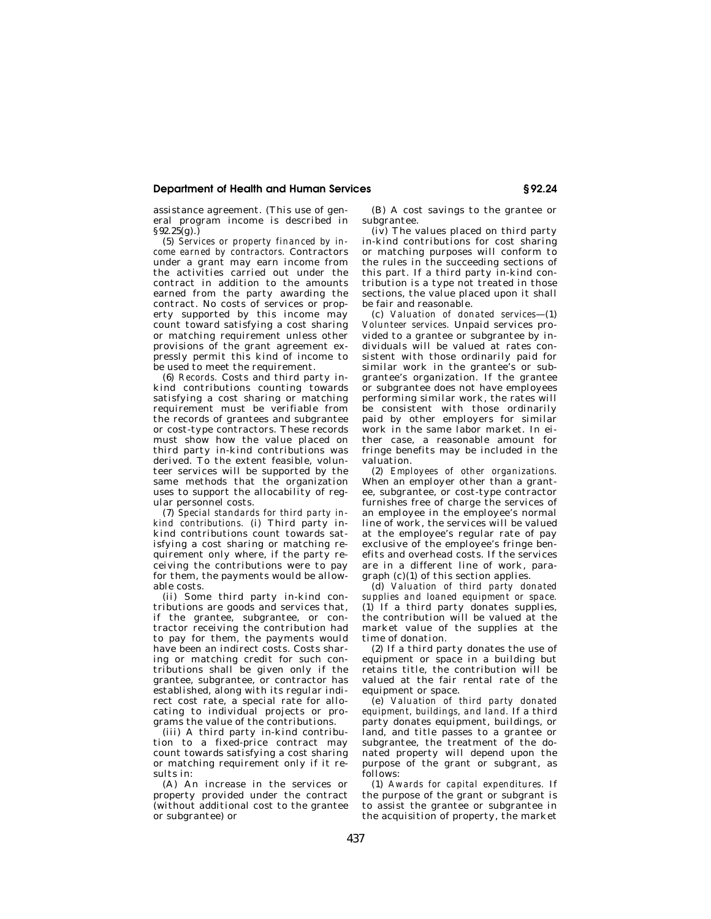assistance agreement. (This use of general program income is described in §92.25(g).)

(5) *Services or property financed by income earned by contractors.* Contractors under a grant may earn income from the activities carried out under the contract in addition to the amounts earned from the party awarding the contract. No costs of services or property supported by this income may count toward satisfying a cost sharing or matching requirement unless other provisions of the grant agreement expressly permit this kind of income to be used to meet the requirement.

(6) *Records.* Costs and third party in-kind contributions counting towards satisfying a cost sharing or matching requirement must be verifiable from the records of grantees and subgrantee or cost-type contractors. These records must show how the value placed on third party in-kind contributions was derived. To the extent feasible, volunteer services will be supported by the same methods that the organization uses to support the allocability of regular personnel costs.

(7) *Special standards for third party in-kind contributions.* (i) Third party in-kind contributions count towards satisfying a cost sharing or matching requirement only where, if the party receiving the contributions were to pay for them, the payments would be allowable costs.

(ii) Some third party in-kind contributions are goods and services that, if the grantee, subgrantee, or contractor receiving the contribution had to pay for them, the payments would have been an indirect costs. Costs sharing or matching credit for such contributions shall be given only if the grantee, subgrantee, or contractor has established, along with its regular indirect cost rate, a special rate for allocating to individual projects or programs the value of the contributions.

(iii) A third party in-kind contribution to a fixed-price contract may count towards satisfying a cost sharing or matching requirement only if it results in:

(A) An increase in the services or property provided under the contract (without additional cost to the grantee or subgrantee) or

(B) A cost savings to the grantee or subgrantee.

(iv) The values placed on third party in-kind contributions for cost sharing or matching purposes will conform to the rules in the succeeding sections of this part. If a third party in-kind contribution is a type not treated in those sections, the value placed upon it shall be fair and reasonable.

(c) *Valuation of donated services*—(1) *Volunteer services.* Unpaid services provided to a grantee or subgrantee by individuals will be valued at rates consistent with those ordinarily paid for similar work in the grantee's or subgrantee's organization. If the grantee or subgrantee does not have employees performing similar work, the rates will be consistent with those ordinarily paid by other employers for similar work in the same labor market. In either case, a reasonable amount for fringe benefits may be included in the valuation.

(2) *Employees of other organizations.* When an employer other than a grantee, subgrantee, or cost-type contractor furnishes free of charge the services of an employee in the employee's normal line of work, the services will be valued at the employee's regular rate of pay exclusive of the employee's fringe benefits and overhead costs. If the services are in a different line of work, paragraph (c)(1) of this section applies.

(d) *Valuation of third party donated supplies and loaned equipment or space.* (1) If a third party donates supplies, the contribution will be valued at the market value of the supplies at the time of donation.

(2) If a third party donates the use of equipment or space in a building but retains title, the contribution will be valued at the fair rental rate of the equipment or space.

(e) *Valuation of third party donated equipment, buildings, and land.* If a third party donates equipment, buildings, or land, and title passes to a grantee or subgrantee, the treatment of the donated property will depend upon the purpose of the grant or subgrant, as follows:

(1) *Awards for capital expenditures.* If the purpose of the grant or subgrant is to assist the grantee or subgrantee in the acquisition of property, the market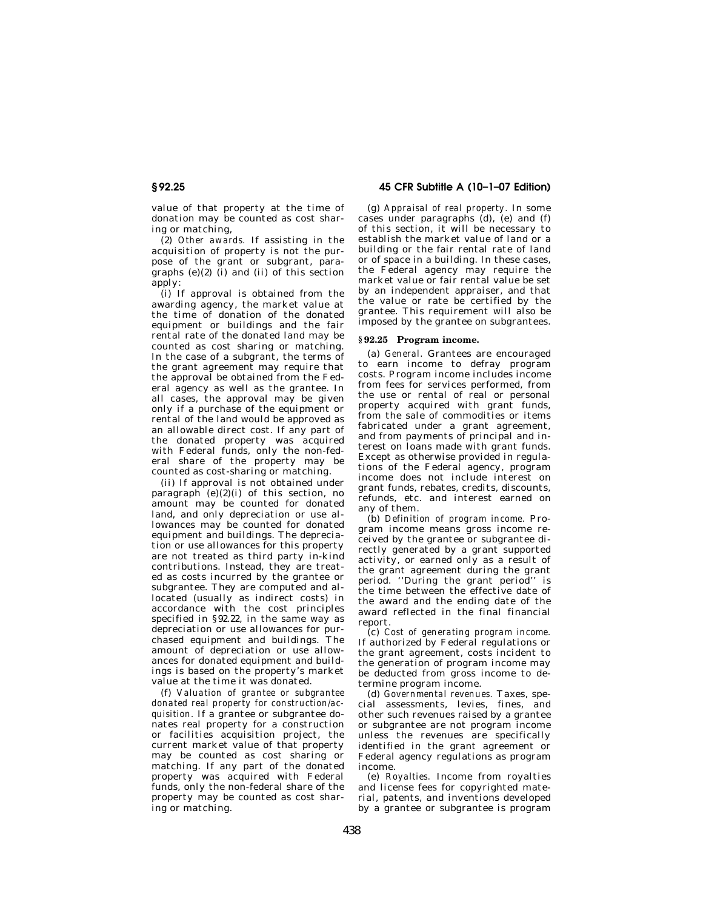value of that property at the time of donation may be counted as cost sharing or matching,

(2) *Other awards.* If assisting in the acquisition of property is not the purpose of the grant or subgrant, paragraphs (e)(2) (i) and (ii) of this section apply:

(i) If approval is obtained from the awarding agency, the market value at the time of donation of the donated equipment or buildings and the fair rental rate of the donated land may be counted as cost sharing or matching. In the case of a subgrant, the terms of the grant agreement may require that the approval be obtained from the Federal agency as well as the grantee. In all cases, the approval may be given only if a purchase of the equipment or rental of the land would be approved as an allowable direct cost. If any part of the donated property was acquired with Federal funds, only the non-federal share of the property may be counted as cost-sharing or matching.

(ii) If approval is not obtained under paragraph (e)(2)(i) of this section, no amount may be counted for donated land, and only depreciation or use allowances may be counted for donated equipment and buildings. The depreciation or use allowances for this property are not treated as third party in-kind contributions. Instead, they are treated as costs incurred by the grantee or subgrantee. They are computed and allocated (usually as indirect costs) in accordance with the cost principles specified in §92.22, in the same way as depreciation or use allowances for purchased equipment and buildings. The amount of depreciation or use allowances for donated equipment and buildings is based on the property's market value at the time it was donated.

(f) *Valuation of grantee or subgrantee donated real property for construction/acquisition.* If a grantee or subgrantee donates real property for a construction or facilities acquisition project, the current market value of that property may be counted as cost sharing or matching. If any part of the donated property was acquired with Federal funds, only the non-federal share of the property may be counted as cost sharing or matching.

(g) *Appraisal of real property.* In some cases under paragraphs (d), (e) and (f) of this section, it will be necessary to establish the market value of land or a building or the fair rental rate of land or of space in a building. In these cases, the Federal agency may require the market value or fair rental value be set by an independent appraiser, and that the value or rate be certified by the grantee. This requirement will also be imposed by the grantee on subgrantees.

## §92.25 Program income.

(a) *General.* Grantees are encouraged to earn income to defray program costs. Program income includes income from fees for services performed, from the use or rental of real or personal property acquired with grant funds, from the sale of commodities or items fabricated under a grant agreement, and from payments of principal and interest on loans made with grant funds. Except as otherwise provided in regulations of the Federal agency, program income does not include interest on grant funds, rebates, credits, discounts, refunds, etc. and interest earned on any of them.

(b) *Definition of program income.* Program income means gross income received by the grantee or subgrantee directly generated by a grant supported activity, or earned only as a result of the grant agreement during the grant period. ''During the grant period'' is the time between the effective date of the award and the ending date of the award reflected in the final financial report.

(c) *Cost of generating program income.* If authorized by Federal regulations or the grant agreement, costs incident to the generation of program income may be deducted from gross income to determine program income.

(d) *Governmental revenues.* Taxes, special assessments, levies, fines, and other such revenues raised by a grantee or subgrantee are not program income unless the revenues are specifically identified in the grant agreement or Federal agency regulations as program income.

(e) *Royalties.* Income from royalties and license fees for copyrighted material, patents, and inventions developed by a grantee or subgrantee is program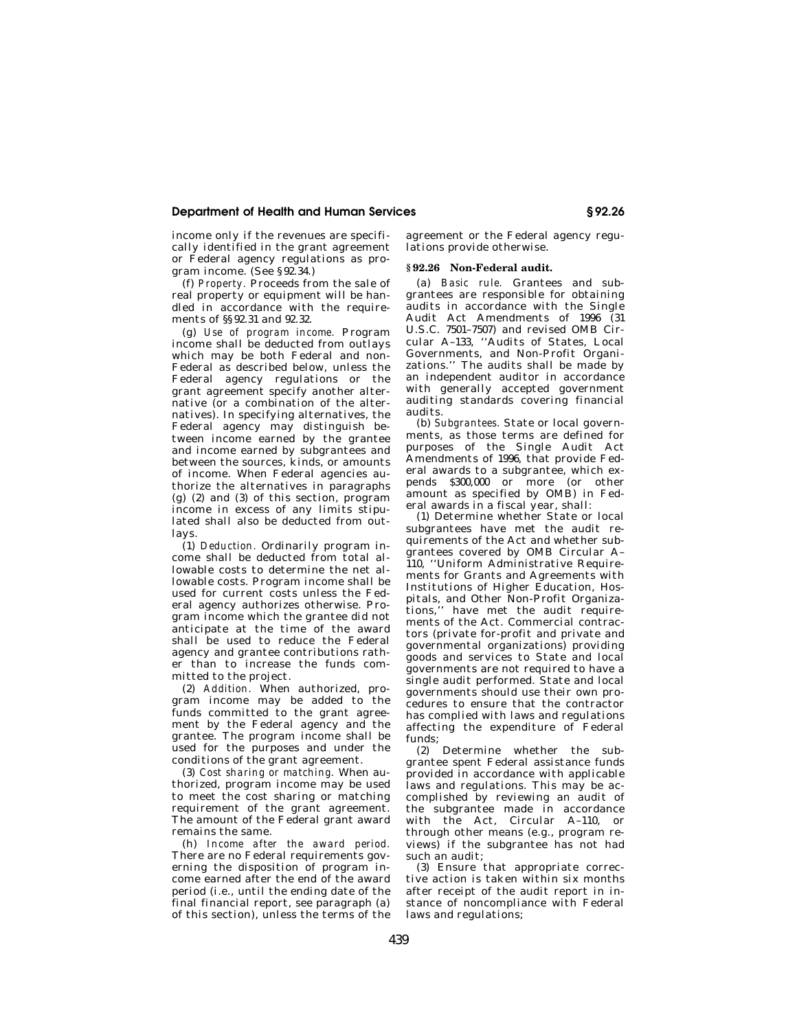income only if the revenues are specifically identified in the grant agreement or Federal agency regulations as program income. (See §92.34.)

(f) *Property.* Proceeds from the sale of real property or equipment will be handled in accordance with the requirements of §§92.31 and 92.32.

(g) *Use of program income.* Program income shall be deducted from outlays which may be both Federal and non-Federal as described below, unless the Federal agency regulations or the grant agreement specify another alternative (or a combination of the alternatives). In specifying alternatives, the Federal agency may distinguish between income earned by the grantee and income earned by subgrantees and between the sources, kinds, or amounts of income. When Federal agencies authorize the alternatives in paragraphs (g) (2) and (3) of this section, program income in excess of any limits stipulated shall also be deducted from outlays.

(1) *Deduction.* Ordinarily program income shall be deducted from total allowable costs to determine the net allowable costs. Program income shall be used for current costs unless the Federal agency authorizes otherwise. Program income which the grantee did not anticipate at the time of the award shall be used to reduce the Federal agency and grantee contributions rather than to increase the funds committed to the project.

(2) *Addition.* When authorized, program income may be added to the funds committed to the grant agreement by the Federal agency and the grantee. The program income shall be used for the purposes and under the conditions of the grant agreement.

(3) *Cost sharing or matching.* When authorized, program income may be used to meet the cost sharing or matching requirement of the grant agreement. The amount of the Federal grant award remains the same.

(h) *Income after the award period.* There are no Federal requirements governing the disposition of program income earned after the end of the award period (i.e., until the ending date of the final financial report, see paragraph (a) of this section), unless the terms of the agreement or the Federal agency regulations provide otherwise.

**§92.26 Non-Federal audit.**

(a) *Basic rule.* Grantees and subgrantees are responsible for obtaining audits in accordance with the Single Audit Act Amendments of 1996 (31 U.S.C. 7501–7507) and revised OMB Circular A–133, ''Audits of States, Local Governments, and Non-Profit Organizations.'' The audits shall be made by an independent auditor in accordance with generally accepted government auditing standards covering financial audits.

(b) *Subgrantees.* State or local governments, as those terms are defined for purposes of the Single Audit Act Amendments of 1996, that provide Federal awards to a subgrantee, which expends $300,000 or more (or other amount as specified by OMB) in Federal awards in a fiscal year, shall:

(1) Determine whether State or local subgrantees have met the audit requirements of the Act and whether subgrantees covered by OMB Circular A–110, ''Uniform Administrative Requirements for Grants and Agreements with Institutions of Higher Education, Hospitals, and Other Non-Profit Organizations,'' have met the audit requirements of the Act. Commercial contractors (private for-profit and private and governmental organizations) providing goods and services to State and local governments are not required to have a single audit performed. State and local governments should use their own procedures to ensure that the contractor has complied with laws and regulations affecting the expenditure of Federal funds;

(2) Determine whether the subgrantee spent Federal assistance funds provided in accordance with applicable laws and regulations. This may be accomplished by reviewing an audit of the subgrantee made in accordance with the Act, Circular A–110, or through other means (e.g., program reviews) if the subgrantee has not had such an audit;

(3) Ensure that appropriate corrective action is taken within six months after receipt of the audit report in instance of noncompliance with Federal laws and regulations;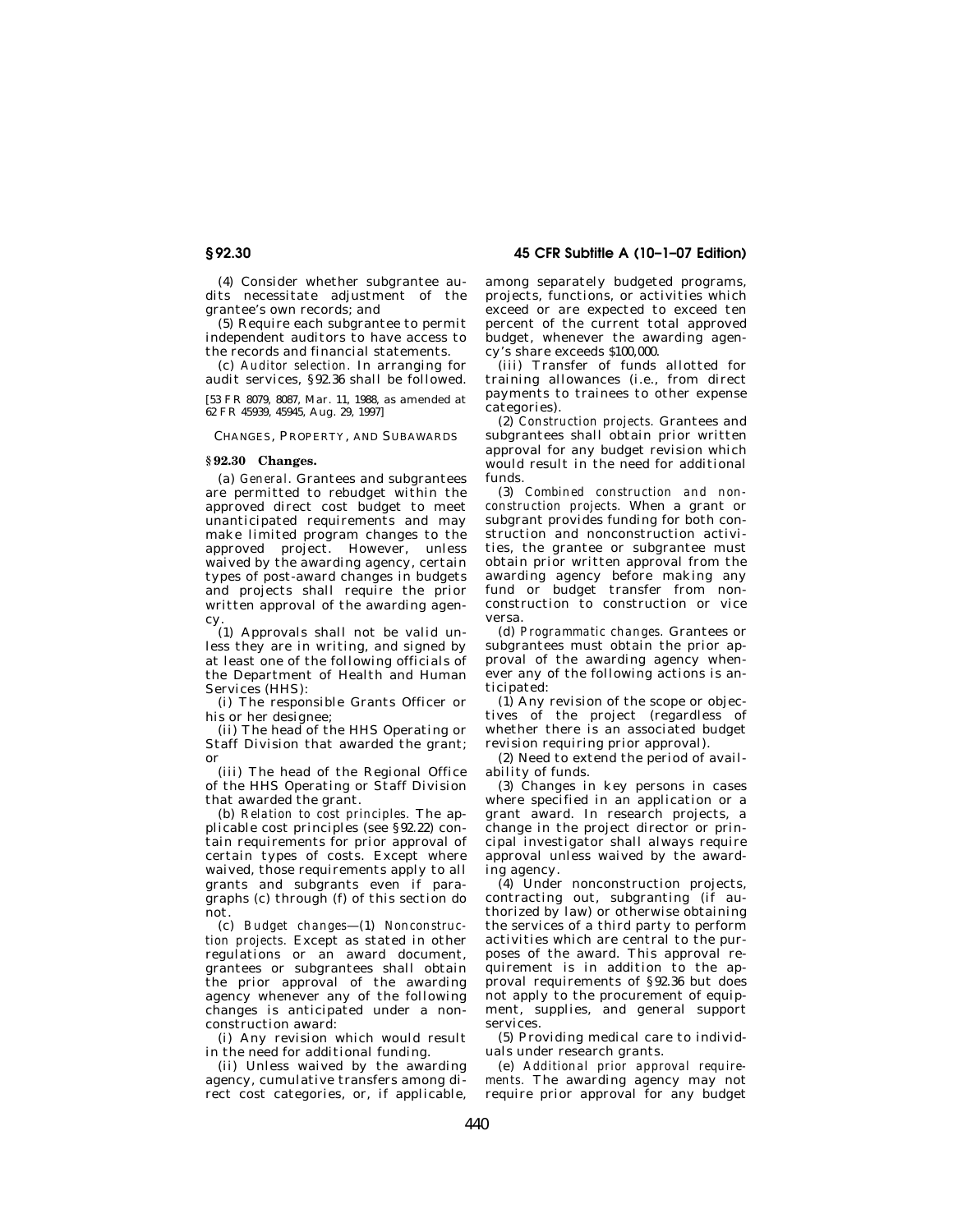(4) Consider whether subgrantee audits necessitate adjustment of the grantee's own records; and

(5) Require each subgrantee to permit independent auditors to have access to the records and financial statements.

(c) *Auditor selection.* In arranging for audit services, §92.36 shall be followed.

[53 FR 8079, 8087, Mar. 11, 1988, as amended at 62 FR 45939, 45945, Aug. 29, 1997]

CHANGES, PROPERTY, AND SUBAWARDS

### §92.30 Changes.

(a) *General.* Grantees and subgrantees are permitted to rebudget within the approved direct cost budget to meet unanticipated requirements and may make limited program changes to the approved project. However, unless waived by the awarding agency, certain types of post-award changes in budgets and projects shall require the prior written approval of the awarding agency.

(1) Approvals shall not be valid unless they are in writing, and signed by at least one of the following officials of the Department of Health and Human Services (HHS):

(i) The responsible Grants Officer or his or her designee;

(ii) The head of the HHS Operating or Staff Division that awarded the grant; or

(iii) The head of the Regional Office of the HHS Operating or Staff Division that awarded the grant.

(b) *Relation to cost principles.* The applicable cost principles (see §92.22) contain requirements for prior approval of certain types of costs. Except where waived, those requirements apply to all grants and subgrants even if paragraphs (c) through (f) of this section do not.

(c) *Budget changes*—(1) *Nonconstruction projects.* Except as stated in other regulations or an award document, grantees or subgrantees shall obtain the prior approval of the awarding agency whenever any of the following changes is anticipated under a nonconstruction award:

(i) Any revision which would result in the need for additional funding.

(ii) Unless waived by the awarding agency, cumulative transfers among direct cost categories, or, if applicable, among separately budgeted programs, projects, functions, or activities which exceed or are expected to exceed ten percent of the current total approved budget, whenever the awarding agency's share exceeds $100,000.

(iii) Transfer of funds allotted for training allowances (i.e., from direct payments to trainees to other expense categories).

(2) *Construction projects.* Grantees and subgrantees shall obtain prior written approval for any budget revision which would result in the need for additional funds.

(3) *Combined construction and nonconstruction projects.* When a grant or subgrant provides funding for both construction and nonconstruction activities, the grantee or subgrantee must obtain prior written approval from the awarding agency before making any fund or budget transfer from nonconstruction to construction or vice versa.

(d) *Programmatic changes.* Grantees or subgrantees must obtain the prior approval of the awarding agency whenever any of the following actions is anticipated:

(1) Any revision of the scope or objectives of the project (regardless of whether there is an associated budget revision requiring prior approval).

(2) Need to extend the period of availability of funds.

(3) Changes in key persons in cases where specified in an application or a grant award. In research projects, a change in the project director or principal investigator shall always require approval unless waived by the awarding agency.

(4) Under nonconstruction projects, contracting out, subgranting (if authorized by law) or otherwise obtaining the services of a third party to perform activities which are central to the purposes of the award. This approval requirement is in addition to the approval requirements of §92.36 but does not apply to the procurement of equipment, supplies, and general support services.

(5) Providing medical care to individuals under research grants.

(e) *Additional prior approval requirements.* The awarding agency may not require prior approval for any budget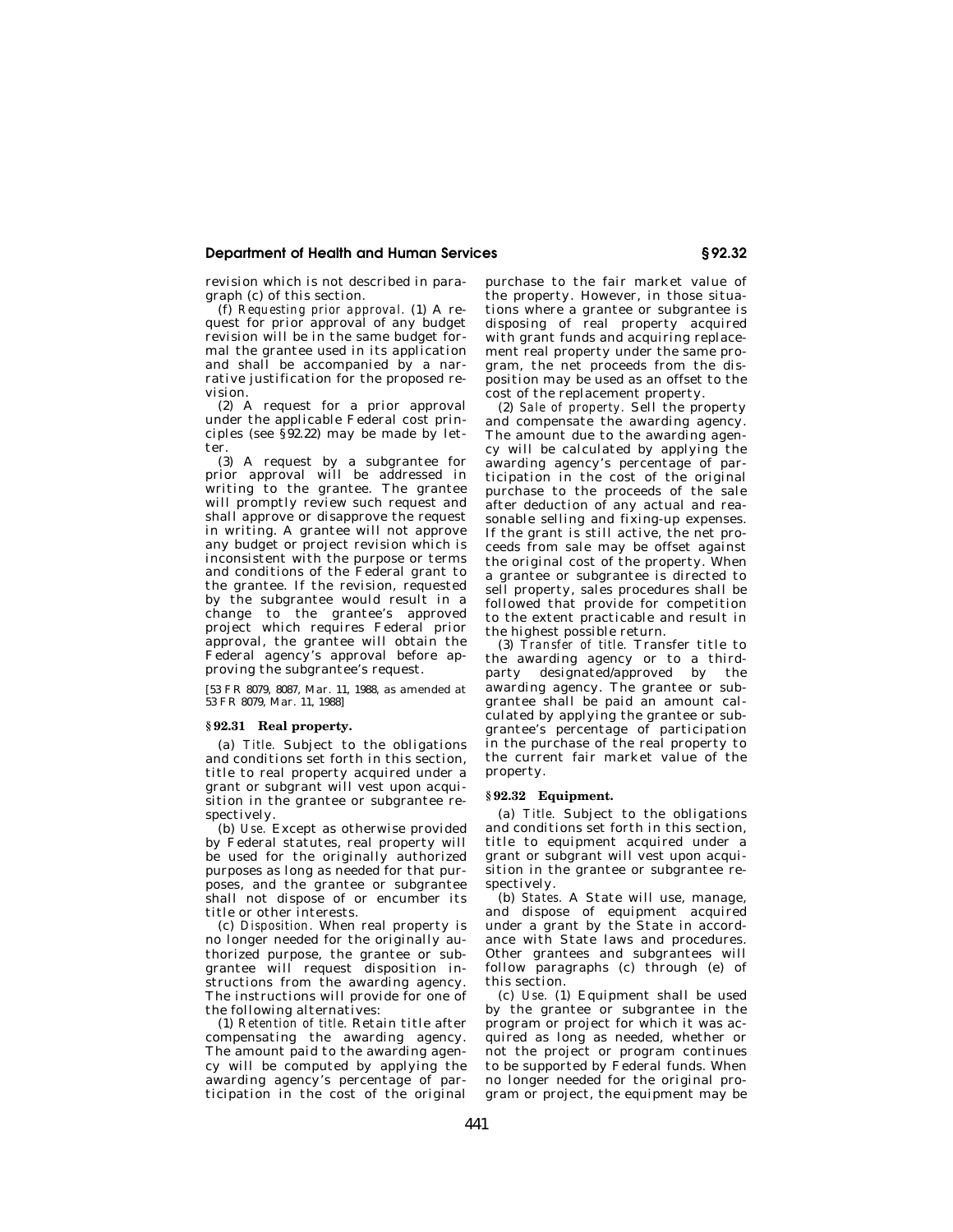revision which is not described in paragraph (c) of this section.

(f) *Requesting prior approval.* (1) A request for prior approval of any budget revision will be in the same budget formal the grantee used in its application and shall be accompanied by a narrative justification for the proposed revision.

(2) A request for a prior approval under the applicable Federal cost principles (see §92.22) may be made by letter.

(3) A request by a subgrantee for prior approval will be addressed in writing to the grantee. The grantee will promptly review such request and shall approve or disapprove the request in writing. A grantee will not approve any budget or project revision which is inconsistent with the purpose or terms and conditions of the Federal grant to the grantee. If the revision, requested by the subgrantee would result in a change to the grantee's approved project which requires Federal prior approval, the grantee will obtain the Federal agency's approval before approving the subgrantee's request.

[53 FR 8079, 8087, Mar. 11, 1988, as amended at 53 FR 8079, Mar. 11, 1988]

## §92.31 Real property.

(a) *Title.* Subject to the obligations and conditions set forth in this section, title to real property acquired under a grant or subgrant will vest upon acquisition in the grantee or subgrantee respectively.

(b) *Use.* Except as otherwise provided by Federal statutes, real property will be used for the originally authorized purposes as long as needed for that purposes, and the grantee or subgrantee shall not dispose of or encumber its title or other interests.

(c) *Disposition.* When real property is no longer needed for the originally authorized purpose, the grantee or subgrantee will request disposition instructions from the awarding agency. The instructions will provide for one of the following alternatives:

(1) *Retention of title.* Retain title after compensating the awarding agency. The amount paid to the awarding agency will be computed by applying the awarding agency's percentage of participation in the cost of the original purchase to the fair market value of the property. However, in those situations where a grantee or subgrantee is disposing of real property acquired with grant funds and acquiring replacement real property under the same program, the net proceeds from the disposition may be used as an offset to the cost of the replacement property.

(2) *Sale of property.* Sell the property and compensate the awarding agency. The amount due to the awarding agency will be calculated by applying the awarding agency's percentage of participation in the cost of the original purchase to the proceeds of the sale after deduction of any actual and reasonable selling and fixing-up expenses. If the grant is still active, the net proceeds from sale may be offset against the original cost of the property. When a grantee or subgrantee is directed to sell property, sales procedures shall be followed that provide for competition to the extent practicable and result in the highest possible return.

(3) *Transfer of title.* Transfer title to the awarding agency or to a third-party designated/approved by the awarding agency. The grantee or subgrantee shall be paid an amount calculated by applying the grantee or subgrantee's percentage of participation in the purchase of the real property to the current fair market value of the property.

## §92.32 Equipment.

(a) *Title.* Subject to the obligations and conditions set forth in this section, title to equipment acquired under a grant or subgrant will vest upon acquisition in the grantee or subgrantee respectively.

(b) *States.* A State will use, manage, and dispose of equipment acquired under a grant by the State in accordance with State laws and procedures. Other grantees and subgrantees will follow paragraphs (c) through (e) of this section.

(c) *Use.* (1) Equipment shall be used by the grantee or subgrantee in the program or project for which it was acquired as long as needed, whether or not the project or program continues to be supported by Federal funds. When no longer needed for the original program or project, the equipment may be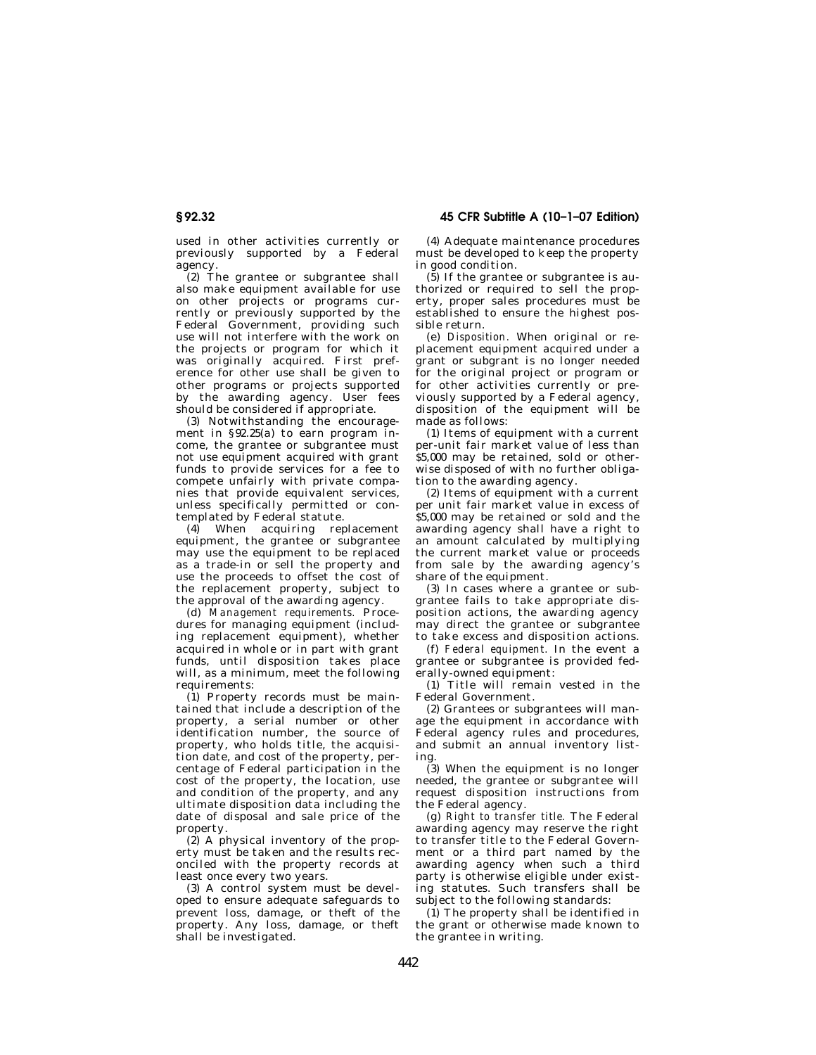used in other activities currently or previously supported by a Federal agency.

(2) The grantee or subgrantee shall also make equipment available for use on other projects or programs currently or previously supported by the Federal Government, providing such use will not interfere with the work on the projects or program for which it was originally acquired. First preference for other use shall be given to other programs or projects supported by the awarding agency. User fees should be considered if appropriate.

(3) Notwithstanding the encouragement in §92.25(a) to earn program income, the grantee or subgrantee must not use equipment acquired with grant funds to provide services for a fee to compete unfairly with private companies that provide equivalent services, unless specifically permitted or contemplated by Federal statute.

(4) When acquiring replacement equipment, the grantee or subgrantee may use the equipment to be replaced as a trade-in or sell the property and use the proceeds to offset the cost of the replacement property, subject to the approval of the awarding agency.

(d) *Management requirements.* Procedures for managing equipment (including replacement equipment), whether acquired in whole or in part with grant funds, until disposition takes place will, as a minimum, meet the following requirements:

(1) Property records must be maintained that include a description of the property, a serial number or other identification number, the source of property, who holds title, the acquisition date, and cost of the property, percentage of Federal participation in the cost of the property, the location, use and condition of the property, and any ultimate disposition data including the date of disposal and sale price of the property.

(2) A physical inventory of the property must be taken and the results reconciled with the property records at least once every two years.

(3) A control system must be developed to ensure adequate safeguards to prevent loss, damage, or theft of the property. Any loss, damage, or theft shall be investigated.

(4) Adequate maintenance procedures must be developed to keep the property in good condition.

(5) If the grantee or subgrantee is authorized or required to sell the property, proper sales procedures must be established to ensure the highest possible return.

(e) *Disposition.* When original or replacement equipment acquired under a grant or subgrant is no longer needed for the original project or program or for other activities currently or previously supported by a Federal agency, disposition of the equipment will be made as follows:

(1) Items of equipment with a current per-unit fair market value of less than $5,000 may be retained, sold or otherwise disposed of with no further obligation to the awarding agency.

(2) Items of equipment with a current per unit fair market value in excess of $5,000 may be retained or sold and the awarding agency shall have a right to an amount calculated by multiplying the current market value or proceeds from sale by the awarding agency's share of the equipment.

(3) In cases where a grantee or subgrantee fails to take appropriate disposition actions, the awarding agency may direct the grantee or subgrantee to take excess and disposition actions.

(f) *Federal equipment.* In the event a grantee or subgrantee is provided federally-owned equipment:

(1) Title will remain vested in the Federal Government.

(2) Grantees or subgrantees will manage the equipment in accordance with Federal agency rules and procedures, and submit an annual inventory listing.

(3) When the equipment is no longer needed, the grantee or subgrantee will request disposition instructions from the Federal agency.

(g) *Right to transfer title.* The Federal awarding agency may reserve the right to transfer title to the Federal Government or a third part named by the awarding agency when such a third party is otherwise eligible under existing statutes. Such transfers shall be subject to the following standards:

(1) The property shall be identified in the grant or otherwise made known to the grantee in writing.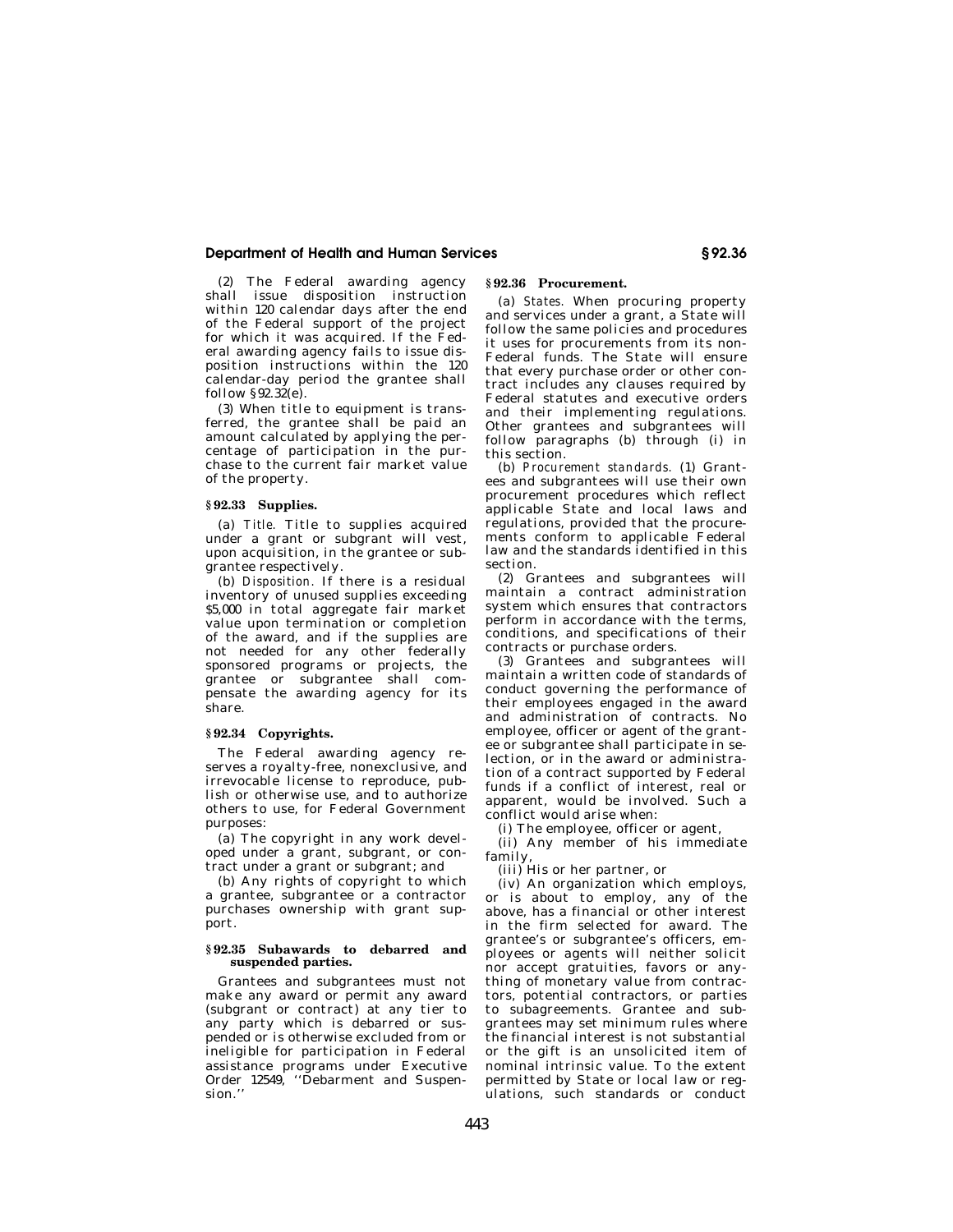(2) The Federal awarding agency shall issue disposition instruction within 120 calendar days after the end of the Federal support of the project for which it was acquired. If the Federal awarding agency fails to issue disposition instructions within the 120 calendar-day period the grantee shall follow §92.32(e).

(3) When title to equipment is transferred, the grantee shall be paid an amount calculated by applying the percentage of participation in the purchase to the current fair market value of the property.

### §92.33 Supplies.

(a) *Title.* Title to supplies acquired under a grant or subgrant will vest, upon acquisition, in the grantee or subgrantee respectively.

(b) *Disposition.* If there is a residual inventory of unused supplies exceeding $5,000 in total aggregate fair market value upon termination or completion of the award, and if the supplies are not needed for any other federally sponsored programs or projects, the grantee or subgrantee shall compensate the awarding agency for its share.

### §92.34 Copyrights.

The Federal awarding agency reserves a royalty-free, nonexclusive, and irrevocable license to reproduce, publish or otherwise use, and to authorize others to use, for Federal Government purposes:

(a) The copyright in any work developed under a grant, subgrant, or contract under a grant or subgrant; and

(b) Any rights of copyright to which a grantee, subgrantee or a contractor purchases ownership with grant support.

### §92.35 Subawards to debarred and suspended parties.

Grantees and subgrantees must not make any award or permit any award (subgrant or contract) at any tier to any party which is debarred or suspended or is otherwise excluded from or ineligible for participation in Federal assistance programs under Executive Order 12549, ''Debarment and Suspension.''

### §92.36 Procurement.

(a) *States.* When procuring property and services under a grant, a State will follow the same policies and procedures it uses for procurements from its non-Federal funds. The State will ensure that every purchase order or other contract includes any clauses required by Federal statutes and executive orders and their implementing regulations. Other grantees and subgrantees will follow paragraphs (b) through (i) in this section.

(b) *Procurement standards.* (1) Grantees and subgrantees will use their own procurement procedures which reflect applicable State and local laws and regulations, provided that the procurements conform to applicable Federal law and the standards identified in this section.

(2) Grantees and subgrantees will maintain a contract administration system which ensures that contractors perform in accordance with the terms, conditions, and specifications of their contracts or purchase orders.

(3) Grantees and subgrantees will maintain a written code of standards of conduct governing the performance of their employees engaged in the award and administration of contracts. No employee, officer or agent of the grantee or subgrantee shall participate in selection, or in the award or administration of a contract supported by Federal funds if a conflict of interest, real or apparent, would be involved. Such a conflict would arise when:

(i) The employee, officer or agent,

(ii) Any member of his immediate family,

(iii) His or her partner, or

(iv) An organization which employs, or is about to employ, any of the above, has a financial or other interest in the firm selected for award. The grantee's or subgrantee's officers, employees or agents will neither solicit nor accept gratuities, favors or anything of monetary value from contractors, potential contractors, or parties to subagreements. Grantee and subgrantees may set minimum rules where the financial interest is not substantial or the gift is an unsolicited item of nominal intrinsic value. To the extent permitted by State or local law or regulations, such standards or conduct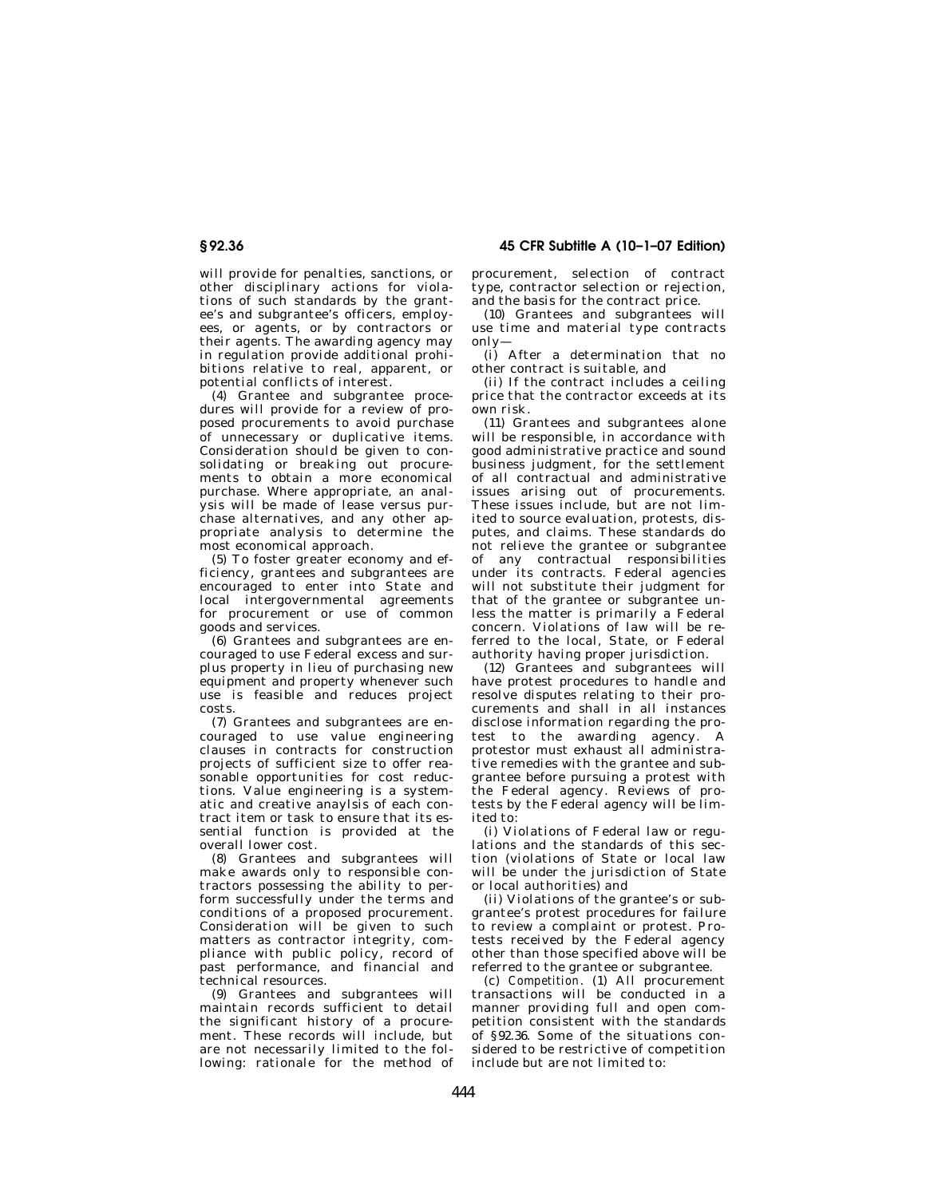will provide for penalties, sanctions, or other disciplinary actions for violations of such standards by the grantee's and subgrantee's officers, employees, or agents, or by contractors or their agents. The awarding agency may in regulation provide additional prohibitions relative to real, apparent, or potential conflicts of interest.

(4) Grantee and subgrantee procedures will provide for a review of proposed procurements to avoid purchase of unnecessary or duplicative items. Consideration should be given to consolidating or breaking out procurements to obtain a more economical purchase. Where appropriate, an analysis will be made of lease versus purchase alternatives, and any other appropriate analysis to determine the most economical approach.

(5) To foster greater economy and efficiency, grantees and subgrantees are encouraged to enter into State and local intergovernmental agreements for procurement or use of common goods and services.

(6) Grantees and subgrantees are encouraged to use Federal excess and surplus property in lieu of purchasing new equipment and property whenever such use is feasible and reduces project costs.

(7) Grantees and subgrantees are encouraged to use value engineering clauses in contracts for construction projects of sufficient size to offer reasonable opportunities for cost reductions. Value engineering is a systematic and creative anaylsis of each contract item or task to ensure that its essential function is provided at the overall lower cost.

(8) Grantees and subgrantees will make awards only to responsible contractors possessing the ability to perform successfully under the terms and conditions of a proposed procurement. Consideration will be given to such matters as contractor integrity, compliance with public policy, record of past performance, and financial and technical resources.

(9) Grantees and subgrantees will maintain records sufficient to detail the significant history of a procurement. These records will include, but are not necessarily limited to the following: rationale for the method of procurement, selection of contract type, contractor selection or rejection, and the basis for the contract price.

(10) Grantees and subgrantees will use time and material type contracts only—

(i) After a determination that no other contract is suitable, and

(ii) If the contract includes a ceiling price that the contractor exceeds at its own risk.

(11) Grantees and subgrantees alone will be responsible, in accordance with good administrative practice and sound business judgment, for the settlement of all contractual and administrative issues arising out of procurements. These issues include, but are not limited to source evaluation, protests, disputes, and claims. These standards do not relieve the grantee or subgrantee of any contractual responsibilities under its contracts. Federal agencies will not substitute their judgment for that of the grantee or subgrantee unless the matter is primarily a Federal concern. Violations of law will be referred to the local, State, or Federal authority having proper jurisdiction.

(12) Grantees and subgrantees will have protest procedures to handle and resolve disputes relating to their procurements and shall in all instances disclose information regarding the protest to the awarding agency. A protestor must exhaust all administrative remedies with the grantee and subgrantee before pursuing a protest with the Federal agency. Reviews of protests by the Federal agency will be limited to:

(i) Violations of Federal law or regulations and the standards of this section (violations of State or local law will be under the jurisdiction of State or local authorities) and

(ii) Violations of the grantee's or subgrantee's protest procedures for failure to review a complaint or protest. Protests received by the Federal agency other than those specified above will be referred to the grantee or subgrantee.

(c) *Competition.* (1) All procurement transactions will be conducted in a manner providing full and open competition consistent with the standards of §92.36. Some of the situations considered to be restrictive of competition include but are not limited to: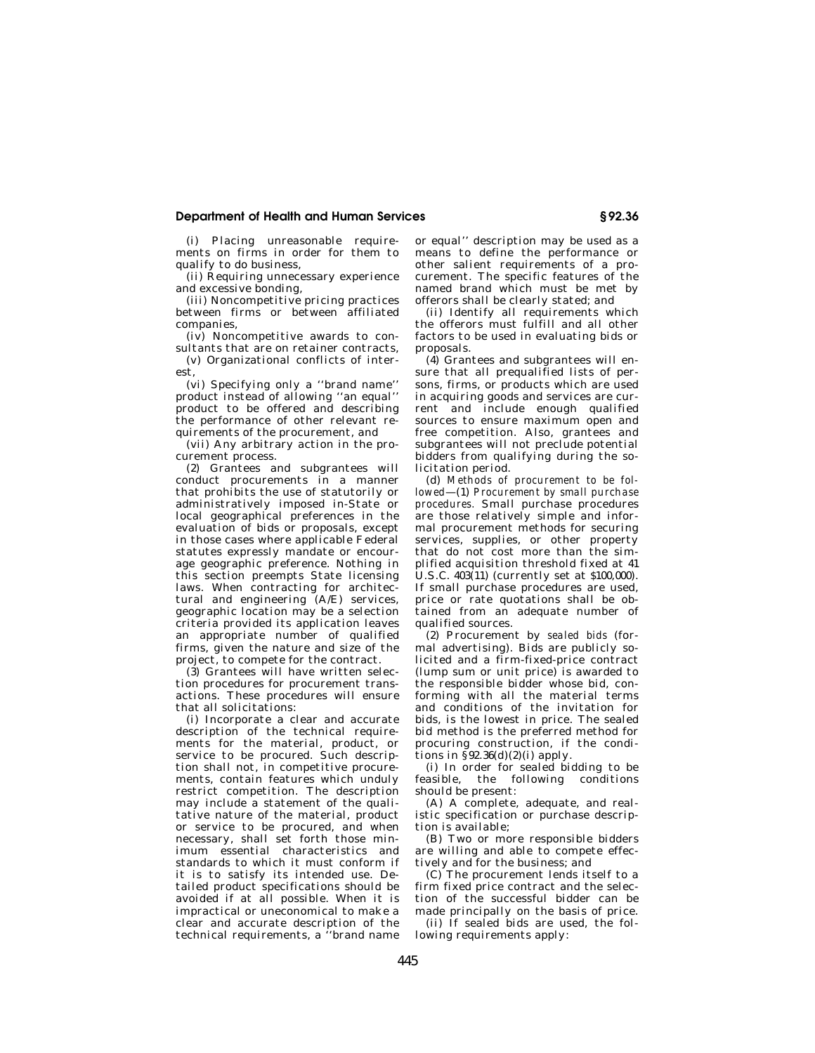(i) Placing unreasonable requirements on firms in order for them to qualify to do business,

(ii) Requiring unnecessary experience and excessive bonding,

(iii) Noncompetitive pricing practices between firms or between affiliated companies,

(iv) Noncompetitive awards to consultants that are on retainer contracts,

(v) Organizational conflicts of interest,

(vi) Specifying only a ''brand name'' product instead of allowing ''an equal'' product to be offered and describing the performance of other relevant requirements of the procurement, and

(vii) Any arbitrary action in the procurement process.

(2) Grantees and subgrantees will conduct procurements in a manner that prohibits the use of statutorily or administratively imposed in-State or local geographical preferences in the evaluation of bids or proposals, except in those cases where applicable Federal statutes expressly mandate or encourage geographic preference. Nothing in this section preempts State licensing laws. When contracting for architectural and engineering (A/E) services, geographic location may be a selection criteria provided its application leaves an appropriate number of qualified firms, given the nature and size of the project, to compete for the contract.

(3) Grantees will have written selection procedures for procurement transactions. These procedures will ensure that all solicitations:

(i) Incorporate a clear and accurate description of the technical requirements for the material, product, or service to be procured. Such description shall not, in competitive procurements, contain features which unduly restrict competition. The description may include a statement of the qualitative nature of the material, product or service to be procured, and when necessary, shall set forth those minimum essential characteristics and standards to which it must conform if it is to satisfy its intended use. Detailed product specifications should be avoided if at all possible. When it is impractical or uneconomical to make a clear and accurate description of the technical requirements, a ''brand name or equal'' description may be used as a means to define the performance or other salient requirements of a procurement. The specific features of the named brand which must be met by offerors shall be clearly stated; and

(ii) Identify all requirements which the offerors must fulfill and all other factors to be used in evaluating bids or proposals.

(4) Grantees and subgrantees will ensure that all prequalified lists of persons, firms, or products which are used in acquiring goods and services are current and include enough qualified sources to ensure maximum open and free competition. Also, grantees and subgrantees will not preclude potential bidders from qualifying during the solicitation period.

(d) *Methods of procurement to be followed*—(1) *Procurement by small purchase procedures.* Small purchase procedures are those relatively simple and informal procurement methods for securing services, supplies, or other property that do not cost more than the simplified acquisition threshold fixed at 41 U.S.C. 403(11) (currently set at $100,000). If small purchase procedures are used, price or rate quotations shall be obtained from an adequate number of qualified sources.

(2) Procurement by *sealed bids* (formal advertising). Bids are publicly solicited and a firm-fixed-price contract (lump sum or unit price) is awarded to the responsible bidder whose bid, conforming with all the material terms and conditions of the invitation for bids, is the lowest in price. The sealed bid method is the preferred method for procuring construction, if the conditions in §92.36(d)(2)(i) apply.

(i) In order for sealed bidding to be feasible, the following conditions should be present:

(A) A complete, adequate, and realistic specification or purchase description is available;

(B) Two or more responsible bidders are willing and able to compete effectively and for the business; and

(C) The procurement lends itself to a firm fixed price contract and the selection of the successful bidder can be made principally on the basis of price.

(ii) If sealed bids are used, the following requirements apply: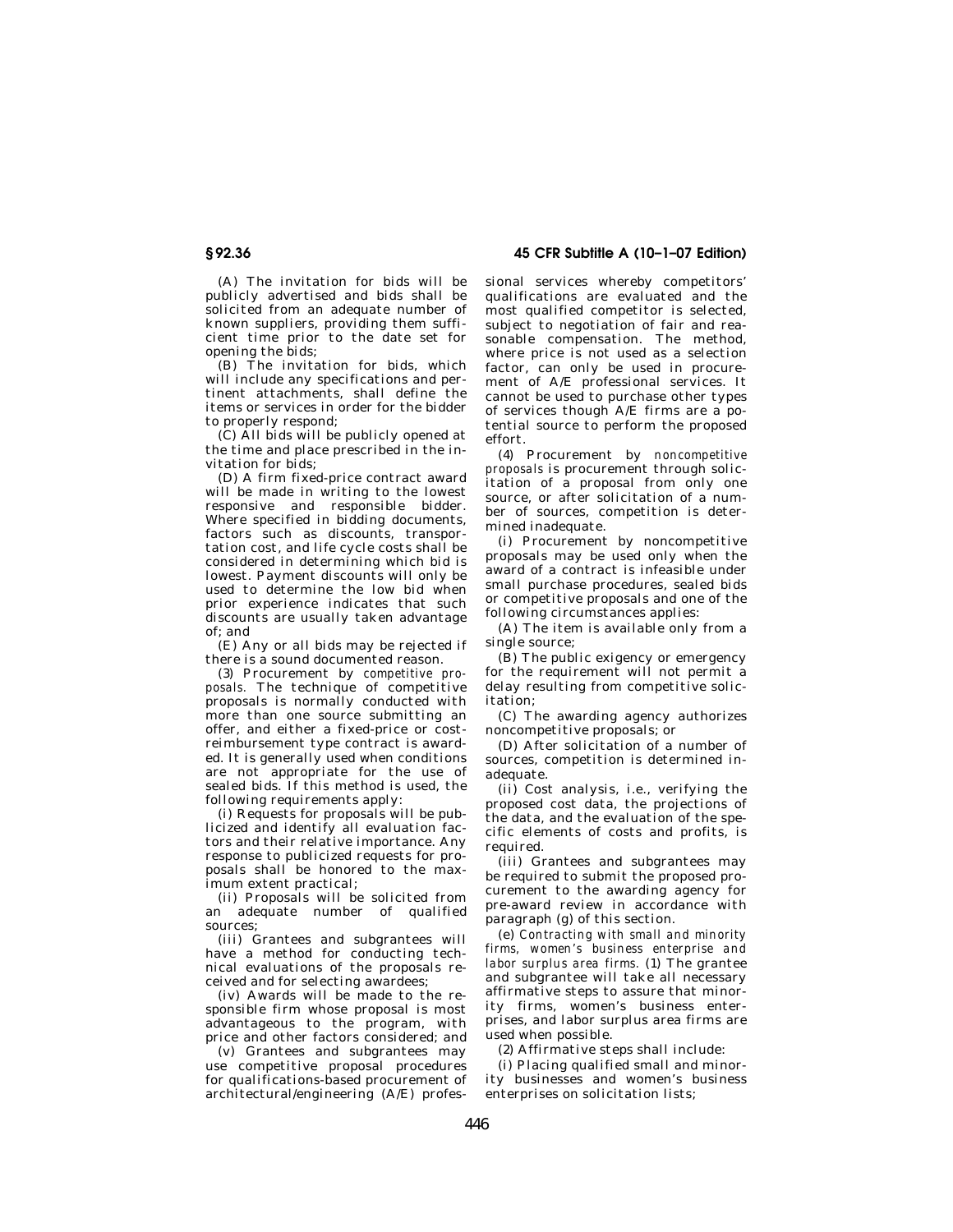(A) The invitation for bids will be publicly advertised and bids shall be solicited from an adequate number of known suppliers, providing them sufficient time prior to the date set for opening the bids;

(B) The invitation for bids, which will include any specifications and pertinent attachments, shall define the items or services in order for the bidder to properly respond;

(C) All bids will be publicly opened at the time and place prescribed in the invitation for bids;

(D) A firm fixed-price contract award will be made in writing to the lowest responsive and responsible bidder. Where specified in bidding documents, factors such as discounts, transportation cost, and life cycle costs shall be considered in determining which bid is lowest. Payment discounts will only be used to determine the low bid when prior experience indicates that such discounts are usually taken advantage of; and

(E) Any or all bids may be rejected if there is a sound documented reason.

(3) Procurement by *competitive proposals*. The technique of competitive proposals is normally conducted with more than one source submitting an offer, and either a fixed-price or cost-reimbursement type contract is awarded. It is generally used when conditions are not appropriate for the use of sealed bids. If this method is used, the following requirements apply:

(i) Requests for proposals will be publicized and identify all evaluation factors and their relative importance. Any response to publicized requests for proposals shall be honored to the maximum extent practical;

(ii) Proposals will be solicited from an adequate number of qualified sources;

(iii) Grantees and subgrantees will have a method for conducting technical evaluations of the proposals received and for selecting awardees;

(iv) Awards will be made to the responsible firm whose proposal is most advantageous to the program, with price and other factors considered; and

(v) Grantees and subgrantees may use competitive proposal procedures for qualifications-based procurement of architectural/engineering (A/E) professional services whereby competitors' qualifications are evaluated and the most qualified competitor is selected, subject to negotiation of fair and reasonable compensation. The method, where price is not used as a selection factor, can only be used in procurement of A/E professional services. It cannot be used to purchase other types of services though A/E firms are a potential source to perform the proposed effort.

(4) Procurement by *noncompetitive proposals* is procurement through solicitation of a proposal from only one source, or after solicitation of a number of sources, competition is determined inadequate.

(i) Procurement by noncompetitive proposals may be used only when the award of a contract is infeasible under small purchase procedures, sealed bids or competitive proposals and one of the following circumstances applies:

(A) The item is available only from a single source;

(B) The public exigency or emergency for the requirement will not permit a delay resulting from competitive solicitation;

(C) The awarding agency authorizes noncompetitive proposals; or

(D) After solicitation of a number of sources, competition is determined inadequate.

(ii) Cost analysis, i.e., verifying the proposed cost data, the projections of the data, and the evaluation of the specific elements of costs and profits, is required.

(iii) Grantees and subgrantees may be required to submit the proposed procurement to the awarding agency for pre-award review in accordance with paragraph (g) of this section.

(e) *Contracting with small and minority firms, women's business enterprise and labor surplus area firms.* (1) The grantee and subgrantee will take all necessary affirmative steps to assure that minority firms, women's business enterprises, and labor surplus area firms are used when possible.

(2) Affirmative steps shall include:

(i) Placing qualified small and minority businesses and women's business enterprises on solicitation lists;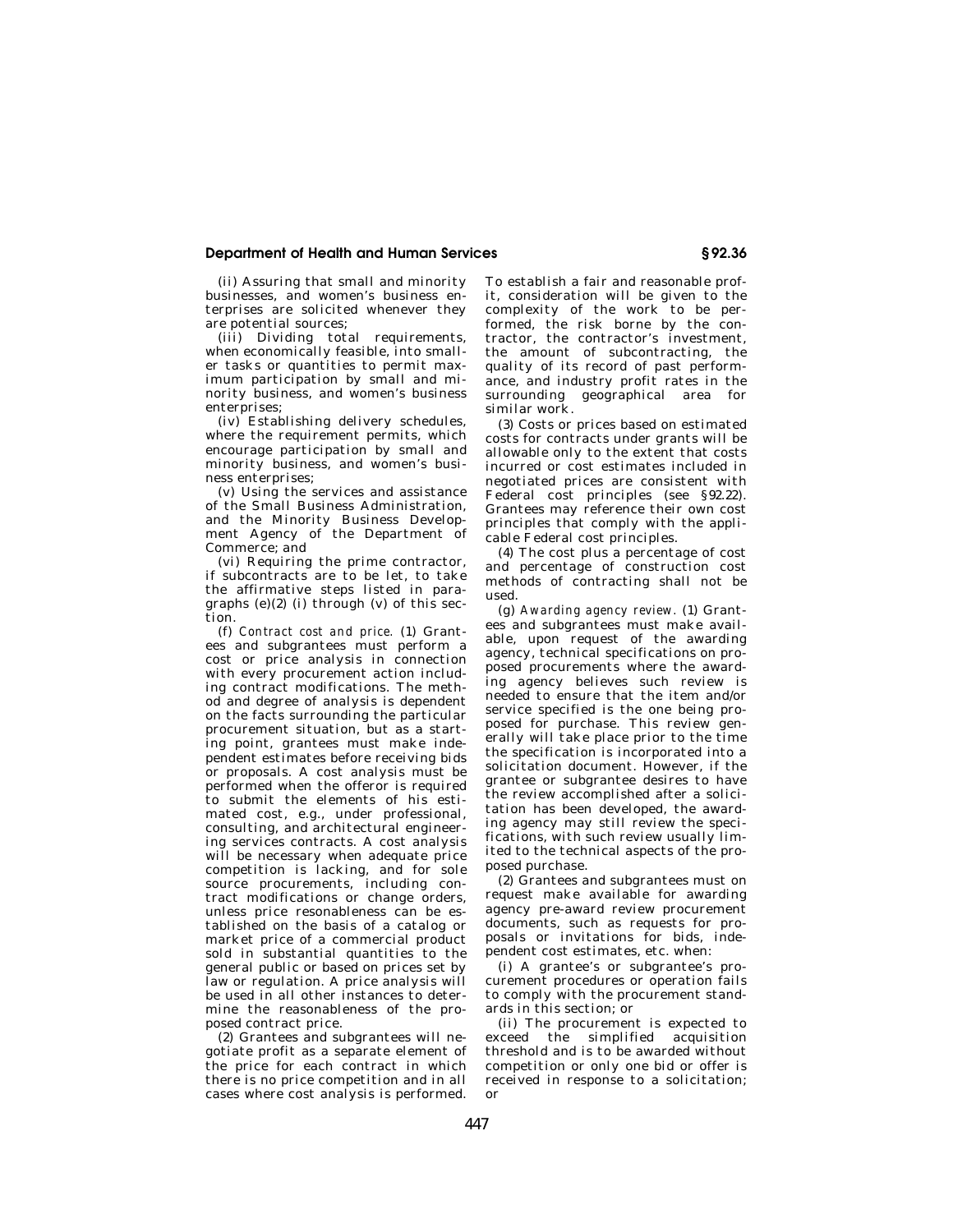(ii) Assuring that small and minority businesses, and women's business enterprises are solicited whenever they are potential sources;

(iii) Dividing total requirements, when economically feasible, into smaller tasks or quantities to permit maximum participation by small and minority business, and women's business enterprises;

(iv) Establishing delivery schedules, where the requirement permits, which encourage participation by small and minority business, and women's business enterprises;

(v) Using the services and assistance of the Small Business Administration, and the Minority Business Development Agency of the Department of Commerce; and

(vi) Requiring the prime contractor, if subcontracts are to be let, to take the affirmative steps listed in paragraphs (e)(2) (i) through (v) of this section.

(f) *Contract cost and price.* (1) Grantees and subgrantees must perform a cost or price analysis in connection with every procurement action including contract modifications. The method and degree of analysis is dependent on the facts surrounding the particular procurement situation, but as a starting point, grantees must make independent estimates before receiving bids or proposals. A cost analysis must be performed when the offeror is required to submit the elements of his estimated cost, e.g., under professional, consulting, and architectural engineering services contracts. A cost analysis will be necessary when adequate price competition is lacking, and for sole source procurements, including contract modifications or change orders, unless price resonableness can be established on the basis of a catalog or market price of a commercial product sold in substantial quantities to the general public or based on prices set by law or regulation. A price analysis will be used in all other instances to determine the reasonableness of the proposed contract price.

(2) Grantees and subgrantees will negotiate profit as a separate element of the price for each contract in which there is no price competition and in all cases where cost analysis is performed. To establish a fair and reasonable profit, consideration will be given to the complexity of the work to be performed, the risk borne by the contractor, the contractor's investment, the amount of subcontracting, the quality of its record of past performance, and industry profit rates in the surrounding geographical area for similar work.

(3) Costs or prices based on estimated costs for contracts under grants will be allowable only to the extent that costs incurred or cost estimates included in negotiated prices are consistent with Federal cost principles (see §92.22). Grantees may reference their own cost principles that comply with the applicable Federal cost principles.

(4) The cost plus a percentage of cost and percentage of construction cost methods of contracting shall not be used.

(g) *Awarding agency review.* (1) Grantees and subgrantees must make available, upon request of the awarding agency, technical specifications on proposed procurements where the awarding agency believes such review is needed to ensure that the item and/or service specified is the one being proposed for purchase. This review generally will take place prior to the time the specification is incorporated into a solicitation document. However, if the grantee or subgrantee desires to have the review accomplished after a solicitation has been developed, the awarding agency may still review the specifications, with such review usually limited to the technical aspects of the proposed purchase.

(2) Grantees and subgrantees must on request make available for awarding agency pre-award review procurement documents, such as requests for proposals or invitations for bids, independent cost estimates, etc. when:

(i) A grantee's or subgrantee's procurement procedures or operation fails to comply with the procurement standards in this section; or

(ii) The procurement is expected to exceed the simplified acquisition threshold and is to be awarded without competition or only one bid or offer is received in response to a solicitation; or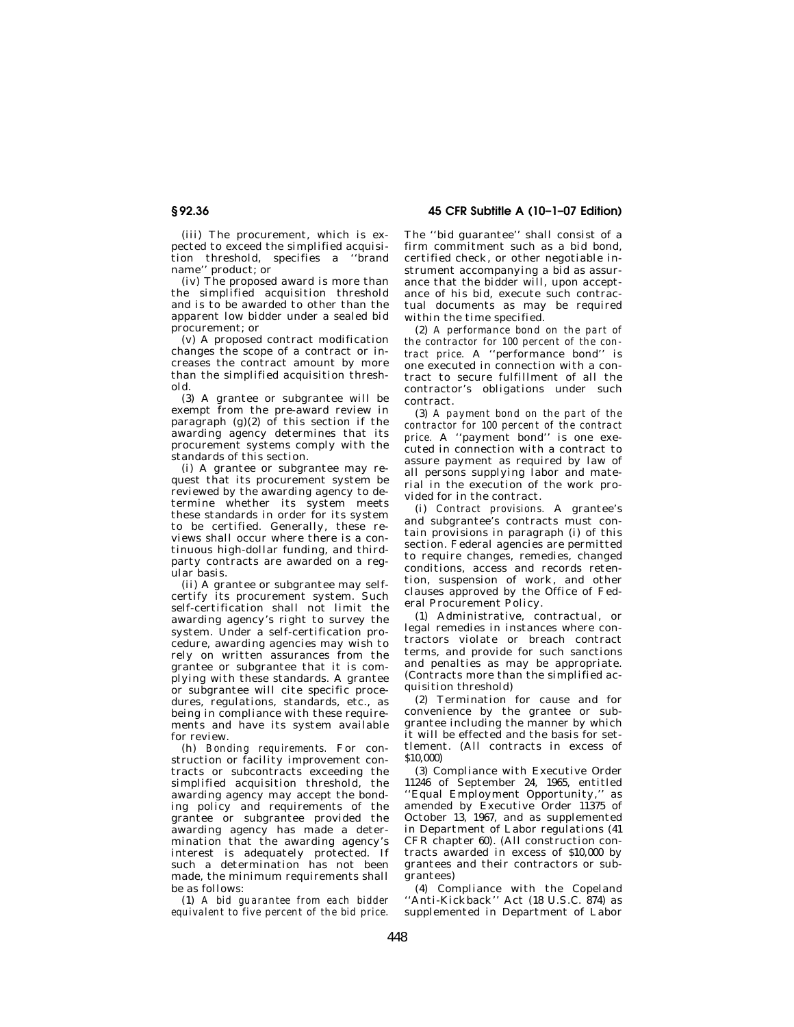(iii) The procurement, which is expected to exceed the simplified acquisition threshold, specifies a ''brand name'' product; or

(iv) The proposed award is more than the simplified acquisition threshold and is to be awarded to other than the apparent low bidder under a sealed bid procurement; or

(v) A proposed contract modification changes the scope of a contract or increases the contract amount by more than the simplified acquisition threshold.

(3) A grantee or subgrantee will be exempt from the pre-award review in paragraph (g)(2) of this section if the awarding agency determines that its procurement systems comply with the standards of this section.

(i) A grantee or subgrantee may request that its procurement system be reviewed by the awarding agency to determine whether its system meets these standards in order for its system to be certified. Generally, these reviews shall occur where there is a continuous high-dollar funding, and third-party contracts are awarded on a regular basis.

(ii) A grantee or subgrantee may self-certify its procurement system. Such self-certification shall not limit the awarding agency's right to survey the system. Under a self-certification procedure, awarding agencies may wish to rely on written assurances from the grantee or subgrantee that it is complying with these standards. A grantee or subgrantee will cite specific procedures, regulations, standards, etc., as being in compliance with these requirements and have its system available for review.

(h) *Bonding requirements.* For construction or facility improvement contracts or subcontracts exceeding the simplified acquisition threshold, the awarding agency may accept the bonding policy and requirements of the grantee or subgrantee provided the awarding agency has made a determination that the awarding agency's interest is adequately protected. If such a determination has not been made, the minimum requirements shall be as follows:

(1) *A bid guarantee from each bidder equivalent to five percent of the bid price.* The ''bid guarantee'' shall consist of a firm commitment such as a bid bond, certified check, or other negotiable instrument accompanying a bid as assurance that the bidder will, upon acceptance of his bid, execute such contractual documents as may be required within the time specified.

(2) *A performance bond on the part of the contractor for 100 percent of the contract price.* A ''performance bond'' is one executed in connection with a contract to secure fulfillment of all the contractor's obligations under such contract.

(3) *A payment bond on the part of the contractor for 100 percent of the contract price.* A ''payment bond'' is one executed in connection with a contract to assure payment as required by law of all persons supplying labor and material in the execution of the work provided for in the contract.

(i) *Contract provisions.* A grantee's and subgrantee's contracts must contain provisions in paragraph (i) of this section. Federal agencies are permitted to require changes, remedies, changed conditions, access and records retention, suspension of work, and other clauses approved by the Office of Federal Procurement Policy.

(1) Administrative, contractual, or legal remedies in instances where contractors violate or breach contract terms, and provide for such sanctions and penalties as may be appropriate. (Contracts more than the simplified acquisition threshold)

(2) Termination for cause and for convenience by the grantee or subgrantee including the manner by which it will be effected and the basis for settlement. (All contracts in excess of $10,000)

(3) Compliance with Executive Order 11246 of September 24, 1965, entitled ''Equal Employment Opportunity,'' as amended by Executive Order 11375 of October 13, 1967, and as supplemented in Department of Labor regulations (41 CFR chapter 60). (All construction contracts awarded in excess of $10,000 by grantees and their contractors or subgrantees)

(4) Compliance with the Copeland ''Anti-Kickback'' Act (18 U.S.C. 874) as supplemented in Department of Labor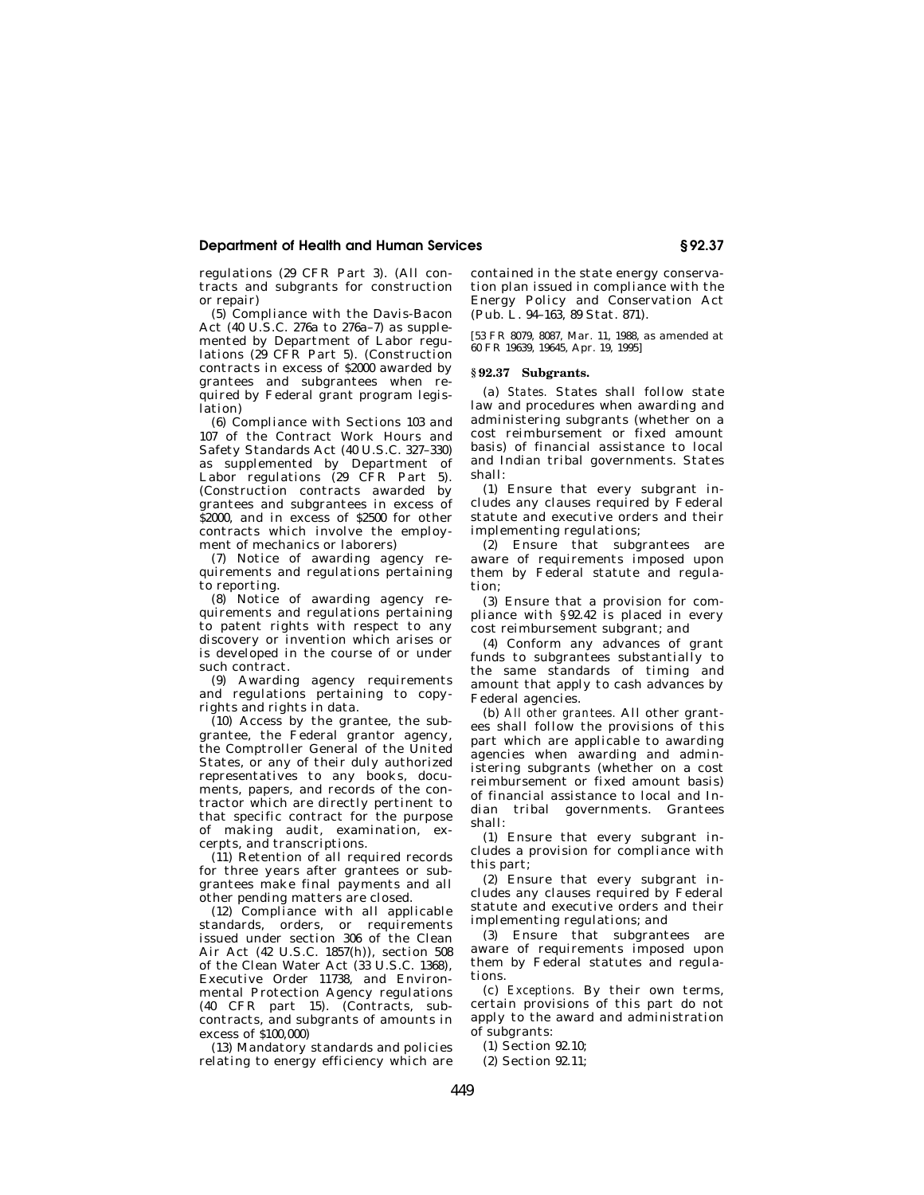regulations (29 CFR Part 3). (All contracts and subgrants for construction or repair)

(5) Compliance with the Davis-Bacon Act (40 U.S.C. 276a to 276a–7) as supplemented by Department of Labor regulations (29 CFR Part 5). (Construction contracts in excess of $2000 awarded by grantees and subgrantees when required by Federal grant program legislation)

(6) Compliance with Sections 103 and 107 of the Contract Work Hours and Safety Standards Act (40 U.S.C. 327–330) as supplemented by Department of Labor regulations (29 CFR Part 5). (Construction contracts awarded by grantees and subgrantees in excess of $2000, and in excess of $2500 for other contracts which involve the employment of mechanics or laborers)

(7) Notice of awarding agency requirements and regulations pertaining to reporting.

(8) Notice of awarding agency requirements and regulations pertaining to patent rights with respect to any discovery or invention which arises or is developed in the course of or under such contract.

(9) Awarding agency requirements and regulations pertaining to copyrights and rights in data.

(10) Access by the grantee, the subgrantee, the Federal grantor agency, the Comptroller General of the United States, or any of their duly authorized representatives to any books, documents, papers, and records of the contractor which are directly pertinent to that specific contract for the purpose of making audit, examination, excerpts, and transcriptions.

(11) Retention of all required records for three years after grantees or subgrantees make final payments and all other pending matters are closed.

(12) Compliance with all applicable standards, orders, or requirements issued under section 306 of the Clean Air Act (42 U.S.C. 1857(h)), section 508 of the Clean Water Act (33 U.S.C. 1368), Executive Order 11738, and Environmental Protection Agency regulations (40 CFR part 15). (Contracts, subcontracts, and subgrants of amounts in excess of $100,000)

(13) Mandatory standards and policies relating to energy efficiency which are contained in the state energy conservation plan issued in compliance with the Energy Policy and Conservation Act (Pub. L. 94–163, 89 Stat. 871).

[53 FR 8079, 8087, Mar. 11, 1988, as amended at 60 FR 19639, 19645, Apr. 19, 1995]

### § 92.37 Subgrants.

(a) *States.* States shall follow state law and procedures when awarding and administering subgrants (whether on a cost reimbursement or fixed amount basis) of financial assistance to local and Indian tribal governments. States shall:

(1) Ensure that every subgrant includes any clauses required by Federal statute and executive orders and their implementing regulations;

(2) Ensure that subgrantees are aware of requirements imposed upon them by Federal statute and regulation;

(3) Ensure that a provision for compliance with § 92.42 is placed in every cost reimbursement subgrant; and

(4) Conform any advances of grant funds to subgrantees substantially to the same standards of timing and amount that apply to cash advances by Federal agencies.

(b) *All other grantees.* All other grantees shall follow the provisions of this part which are applicable to awarding agencies when awarding and administering subgrants (whether on a cost reimbursement or fixed amount basis) of financial assistance to local and Indian tribal governments. Grantees shall:

(1) Ensure that every subgrant includes a provision for compliance with this part;

(2) Ensure that every subgrant includes any clauses required by Federal statute and executive orders and their implementing regulations; and

(3) Ensure that subgrantees are aware of requirements imposed upon them by Federal statutes and regulations.

(c) *Exceptions.* By their own terms, certain provisions of this part do not apply to the award and administration of subgrants:

(1) Section 92.10;

(2) Section 92.11;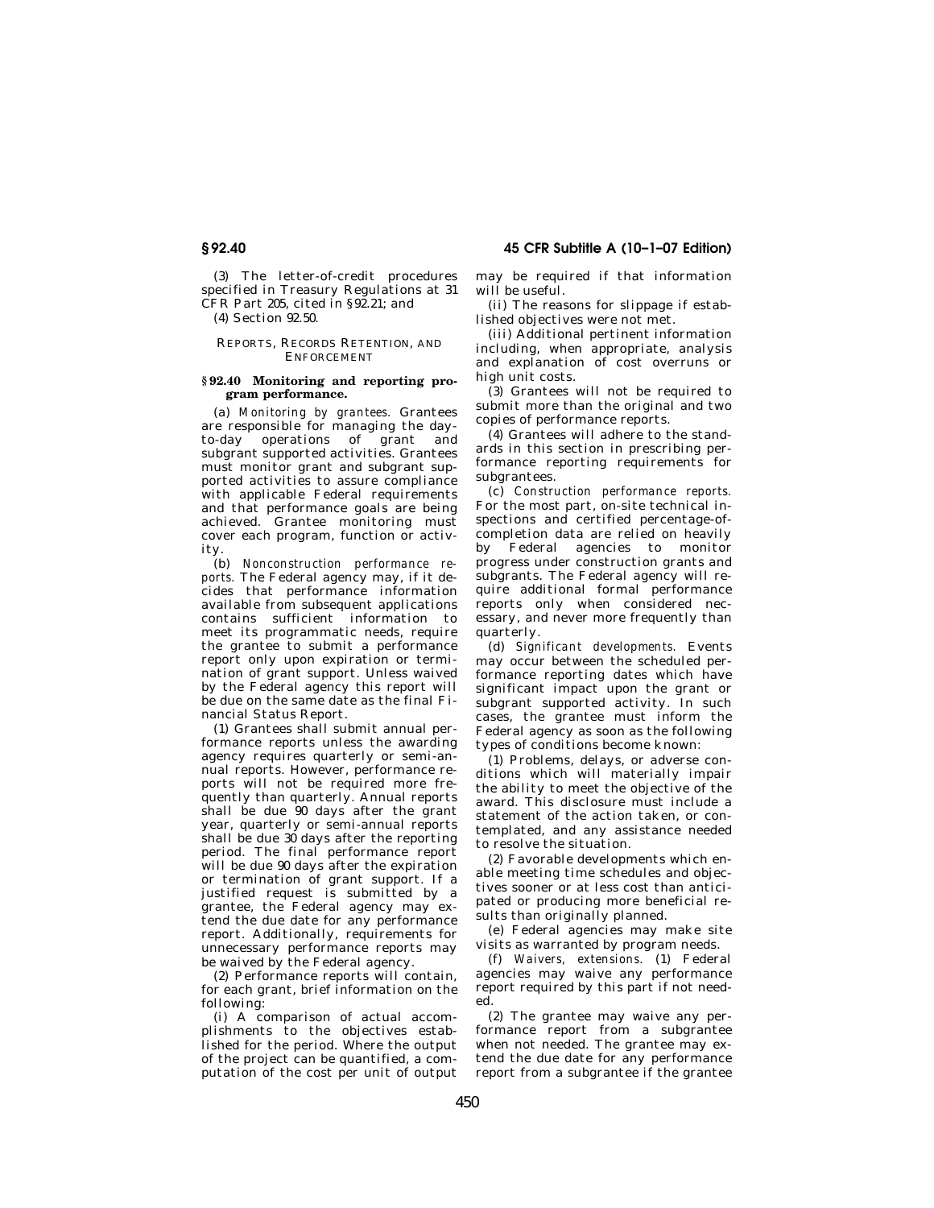(3) The letter-of-credit procedures specified in Treasury Regulations at 31 CFR Part 205, cited in §92.21; and

(4) Section 92.50.

REPORTS, RECORDS RETENTION, AND ENFORCEMENT

### §92.40 Monitoring and reporting program performance.

(a) *Monitoring by grantees.* Grantees are responsible for managing the day-to-day operations of grant and subgrant supported activities. Grantees must monitor grant and subgrant supported activities to assure compliance with applicable Federal requirements and that performance goals are being achieved. Grantee monitoring must cover each program, function or activity.

(b) *Nonconstruction performance reports.* The Federal agency may, if it decides that performance information available from subsequent applications contains sufficient information to meet its programmatic needs, require the grantee to submit a performance report only upon expiration or termination of grant support. Unless waived by the Federal agency this report will be due on the same date as the final Financial Status Report.

(1) Grantees shall submit annual performance reports unless the awarding agency requires quarterly or semi-annual reports. However, performance reports will not be required more frequently than quarterly. Annual reports shall be due 90 days after the grant year, quarterly or semi-annual reports shall be due 30 days after the reporting period. The final performance report will be due 90 days after the expiration or termination of grant support. If a justified request is submitted by a grantee, the Federal agency may extend the due date for any performance report. Additionally, requirements for unnecessary performance reports may be waived by the Federal agency.

(2) Performance reports will contain, for each grant, brief information on the following:

(i) A comparison of actual accomplishments to the objectives established for the period. Where the output of the project can be quantified, a computation of the cost per unit of output may be required if that information will be useful.

(ii) The reasons for slippage if established objectives were not met.

(iii) Additional pertinent information including, when appropriate, analysis and explanation of cost overruns or high unit costs.

(3) Grantees will not be required to submit more than the original and two copies of performance reports.

(4) Grantees will adhere to the standards in this section in prescribing performance reporting requirements for subgrantees.

(c) *Construction performance reports.* For the most part, on-site technical inspections and certified percentage-of-completion data are relied on heavily by Federal agencies to monitor progress under construction grants and subgrants. The Federal agency will require additional formal performance reports only when considered necessary, and never more frequently than quarterly.

(d) *Significant developments.* Events may occur between the scheduled performance reporting dates which have significant impact upon the grant or subgrant supported activity. In such cases, the grantee must inform the Federal agency as soon as the following types of conditions become known:

(1) Problems, delays, or adverse conditions which will materially impair the ability to meet the objective of the award. This disclosure must include a statement of the action taken, or contemplated, and any assistance needed to resolve the situation.

(2) Favorable developments which enable meeting time schedules and objectives sooner or at less cost than anticipated or producing more beneficial results than originally planned.

(e) Federal agencies may make site visits as warranted by program needs.

(f) *Waivers, extensions.* (1) Federal agencies may waive any performance report required by this part if not needed.

(2) The grantee may waive any performance report from a subgrantee when not needed. The grantee may extend the due date for any performance report from a subgrantee if the grantee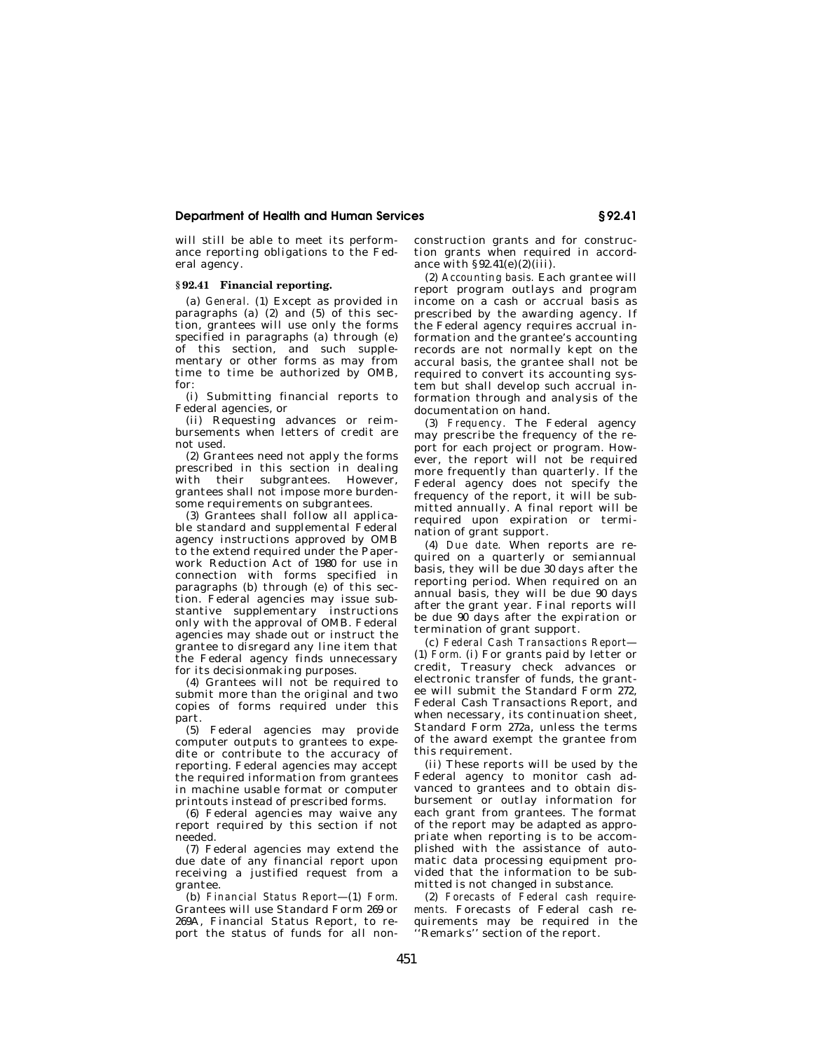will still be able to meet its performance reporting obligations to the Federal agency.

### § 92.41 Financial reporting.

(a) *General.* (1) Except as provided in paragraphs (a) (2) and (5) of this section, grantees will use only the forms specified in paragraphs (a) through (e) of this section, and such supplementary or other forms as may from time to time be authorized by OMB, for:

(i) Submitting financial reports to Federal agencies, or

(ii) Requesting advances or reimbursements when letters of credit are not used.

(2) Grantees need not apply the forms prescribed in this section in dealing with their subgrantees. However, grantees shall not impose more burdensome requirements on subgrantees.

(3) Grantees shall follow all applicable standard and supplemental Federal agency instructions approved by OMB to the extend required under the Paperwork Reduction Act of 1980 for use in connection with forms specified in paragraphs (b) through (e) of this section. Federal agencies may issue substantive supplementary instructions only with the approval of OMB. Federal agencies may shade out or instruct the grantee to disregard any line item that the Federal agency finds unnecessary for its decisionmaking purposes.

(4) Grantees will not be required to submit more than the original and two copies of forms required under this part.

(5) Federal agencies may provide computer outputs to grantees to expedite or contribute to the accuracy of reporting. Federal agencies may accept the required information from grantees in machine usable format or computer printouts instead of prescribed forms.

(6) Federal agencies may waive any report required by this section if not needed.

(7) Federal agencies may extend the due date of any financial report upon receiving a justified request from a grantee.

(b) *Financial Status Report*—(1) *Form.* Grantees will use Standard Form 269 or 269A, Financial Status Report, to report the status of funds for all nonconstruction grants and for construction grants when required in accordance with § 92.41(e)(2)(iii).

(2) *Accounting basis.* Each grantee will report program outlays and program income on a cash or accrual basis as prescribed by the awarding agency. If the Federal agency requires accrual information and the grantee's accounting records are not normally kept on the accural basis, the grantee shall not be required to convert its accounting system but shall develop such accrual information through and analysis of the documentation on hand.

(3) *Frequency.* The Federal agency may prescribe the frequency of the report for each project or program. However, the report will not be required more frequently than quarterly. If the Federal agency does not specify the frequency of the report, it will be submitted annually. A final report will be required upon expiration or termination of grant support.

(4) *Due date.* When reports are required on a quarterly or semiannual basis, they will be due 30 days after the reporting period. When required on an annual basis, they will be due 90 days after the grant year. Final reports will be due 90 days after the expiration or termination of grant support.

(c) *Federal Cash Transactions Report*—(1) *Form.* (i) For grants paid by letter or credit, Treasury check advances or electronic transfer of funds, the grantee will submit the Standard Form 272, Federal Cash Transactions Report, and when necessary, its continuation sheet, Standard Form 272a, unless the terms of the award exempt the grantee from this requirement.

(ii) These reports will be used by the Federal agency to monitor cash advanced to grantees and to obtain disbursement or outlay information for each grant from grantees. The format of the report may be adapted as appropriate when reporting is to be accomplished with the assistance of automatic data processing equipment provided that the information to be submitted is not changed in substance.

(2) *Forecasts of Federal cash requirements.* Forecasts of Federal cash requirements may be required in the "Remarks" section of the report.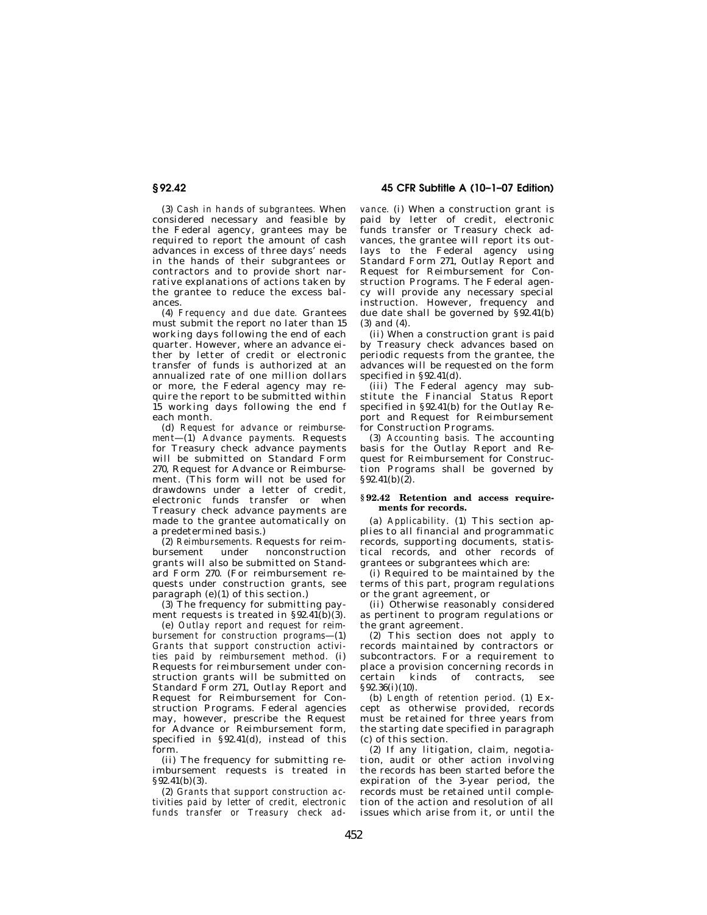(3) *Cash in hands of subgrantees.* When considered necessary and feasible by the Federal agency, grantees may be required to report the amount of cash advances in excess of three days' needs in the hands of their subgrantees or contractors and to provide short narrative explanations of actions taken by the grantee to reduce the excess balances.

(4) *Frequency and due date.* Grantees must submit the report no later than 15 working days following the end of each quarter. However, where an advance either by letter of credit or electronic transfer of funds is authorized at an annualized rate of one million dollars or more, the Federal agency may require the report to be submitted within 15 working days following the end f each month.

(d) *Request for advance or reimbursement*—(1) *Advance payments.* Requests for Treasury check advance payments will be submitted on Standard Form 270, Request for Advance or Reimbursement. (This form will not be used for drawdowns under a letter of credit, electronic funds transfer or when Treasury check advance payments are made to the grantee automatically on a predetermined basis.)

(2) *Reimbursements.* Requests for reimbursement under nonconstruction grants will also be submitted on Standard Form 270. (For reimbursement requests under construction grants, see paragraph (e)(1) of this section.)

(3) The frequency for submitting payment requests is treated in §92.41(b)(3).

(e) *Outlay report and request for reimbursement for construction programs*—(1) *Grants that support construction activities paid by reimbursement method.* (i) Requests for reimbursement under construction grants will be submitted on Standard Form 271, Outlay Report and Request for Reimbursement for Construction Programs. Federal agencies may, however, prescribe the Request for Advance or Reimbursement form, specified in §92.41(d), instead of this form.

(ii) The frequency for submitting reimbursement requests is treated in §92.41(b)(3).

(2) *Grants that support construction activities paid by letter of credit, electronic funds transfer or Treasury check advance.* (i) When a construction grant is paid by letter of credit, electronic funds transfer or Treasury check advances, the grantee will report its outlays to the Federal agency using Standard Form 271, Outlay Report and Request for Reimbursement for Construction Programs. The Federal agency will provide any necessary special instruction. However, frequency and due date shall be governed by §92.41(b) (3) and (4).

(ii) When a construction grant is paid by Treasury check advances based on periodic requests from the grantee, the advances will be requested on the form specified in §92.41(d).

(iii) The Federal agency may substitute the Financial Status Report specified in §92.41(b) for the Outlay Report and Request for Reimbursement for Construction Programs.

(3) *Accounting basis.* The accounting basis for the Outlay Report and Request for Reimbursement for Construction Programs shall be governed by §92.41(b)(2).

### §92.42 Retention and access requirements for records.

(a) *Applicability.* (1) This section applies to all financial and programmatic records, supporting documents, statistical records, and other records of grantees or subgrantees which are:

(i) Required to be maintained by the terms of this part, program regulations or the grant agreement, or

(ii) Otherwise reasonably considered as pertinent to program regulations or the grant agreement.

(2) This section does not apply to records maintained by contractors or subcontractors. For a requirement to place a provision concerning records in certain kinds of contracts, see §92.36(i)(10).

(b) *Length of retention period.* (1) Except as otherwise provided, records must be retained for three years from the starting date specified in paragraph (c) of this section.

(2) If any litigation, claim, negotiation, audit or other action involving the records has been started before the expiration of the 3-year period, the records must be retained until completion of the action and resolution of all issues which arise from it, or until the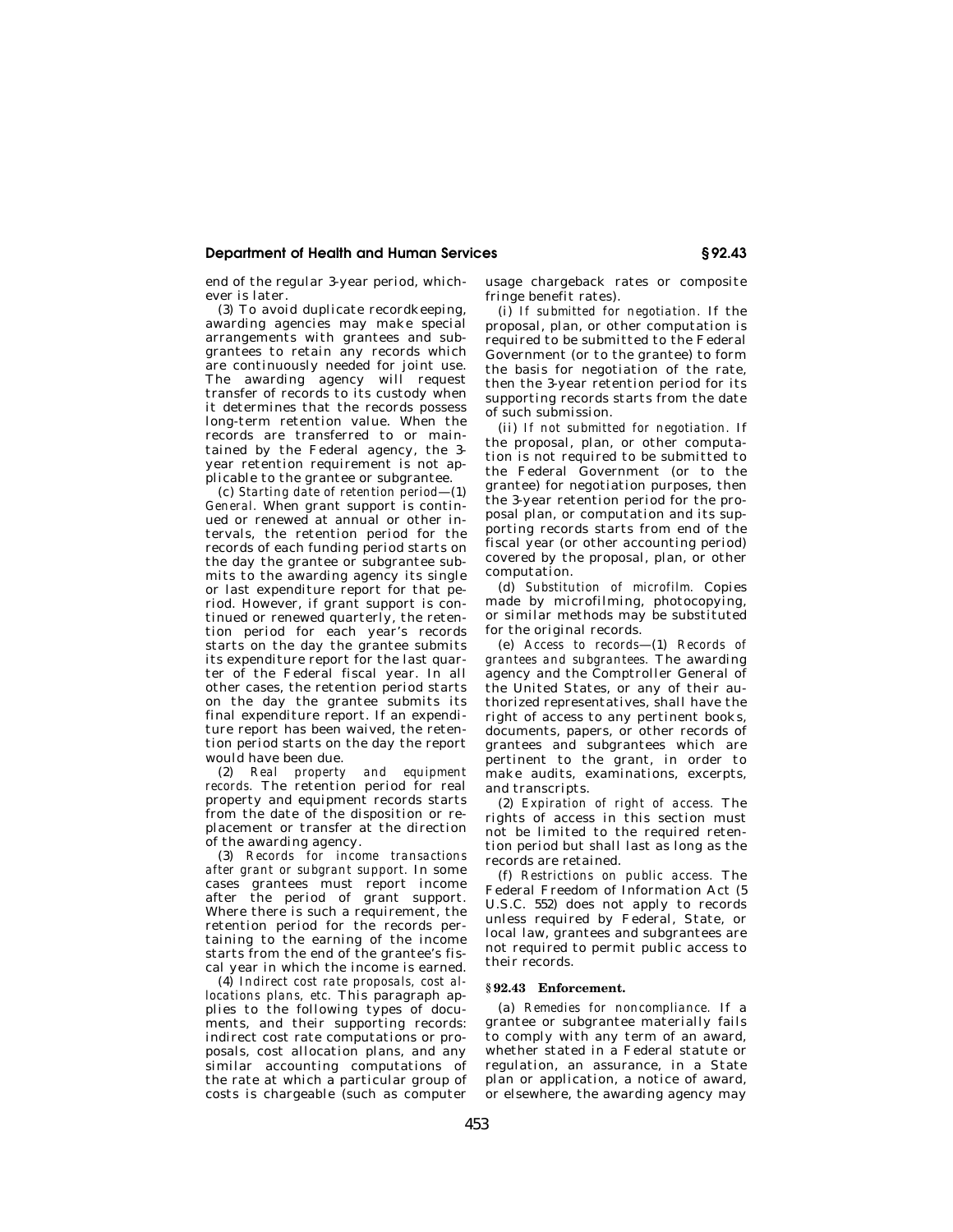end of the regular 3-year period, whichever is later.

(3) To avoid duplicate recordkeeping, awarding agencies may make special arrangements with grantees and subgrantees to retain any records which are continuously needed for joint use. The awarding agency will request transfer of records to its custody when it determines that the records possess long-term retention value. When the records are transferred to or maintained by the Federal agency, the 3-year retention requirement is not applicable to the grantee or subgrantee.

(c) *Starting date of retention period*—(1) *General.* When grant support is continued or renewed at annual or other intervals, the retention period for the records of each funding period starts on the day the grantee or subgrantee submits to the awarding agency its single or last expenditure report for that period. However, if grant support is continued or renewed quarterly, the retention period for each year's records starts on the day the grantee submits its expenditure report for the last quarter of the Federal fiscal year. In all other cases, the retention period starts on the day the grantee submits its final expenditure report. If an expenditure report has been waived, the retention period starts on the day the report would have been due.

(2) *Real property and equipment records.* The retention period for real property and equipment records starts from the date of the disposition or replacement or transfer at the direction of the awarding agency.

(3) *Records for income transactions after grant or subgrant support.* In some cases grantees must report income after the period of grant support. Where there is such a requirement, the retention period for the records pertaining to the earning of the income starts from the end of the grantee's fiscal year in which the income is earned.

(4) *Indirect cost rate proposals, cost allocations plans, etc.* This paragraph applies to the following types of documents, and their supporting records: indirect cost rate computations or proposals, cost allocation plans, and any similar accounting computations of the rate at which a particular group of costs is chargeable (such as computer usage chargeback rates or composite fringe benefit rates).

(i) *If submitted for negotiation.* If the proposal, plan, or other computation is required to be submitted to the Federal Government (or to the grantee) to form the basis for negotiation of the rate, then the 3-year retention period for its supporting records starts from the date of such submission.

(ii) *If not submitted for negotiation.* If the proposal, plan, or other computation is not required to be submitted to the Federal Government (or to the grantee) for negotiation purposes, then the 3-year retention period for the proposal plan, or computation and its supporting records starts from end of the fiscal year (or other accounting period) covered by the proposal, plan, or other computation.

(d) *Substitution of microfilm.* Copies made by microfilming, photocopying, or similar methods may be substituted for the original records.

(e) *Access to records*—(1) *Records of grantees and subgrantees.* The awarding agency and the Comptroller General of the United States, or any of their authorized representatives, shall have the right of access to any pertinent books, documents, papers, or other records of grantees and subgrantees which are pertinent to the grant, in order to make audits, examinations, excerpts, and transcripts.

(2) *Expiration of right of access.* The rights of access in this section must not be limited to the required retention period but shall last as long as the records are retained.

(f) *Restrictions on public access.* The Federal Freedom of Information Act (5 U.S.C. 552) does not apply to records unless required by Federal, State, or local law, grantees and subgrantees are not required to permit public access to their records.

### § 92.43 Enforcement.

(a) *Remedies for noncompliance.* If a grantee or subgrantee materially fails to comply with any term of an award, whether stated in a Federal statute or regulation, an assurance, in a State plan or application, a notice of award, or elsewhere, the awarding agency may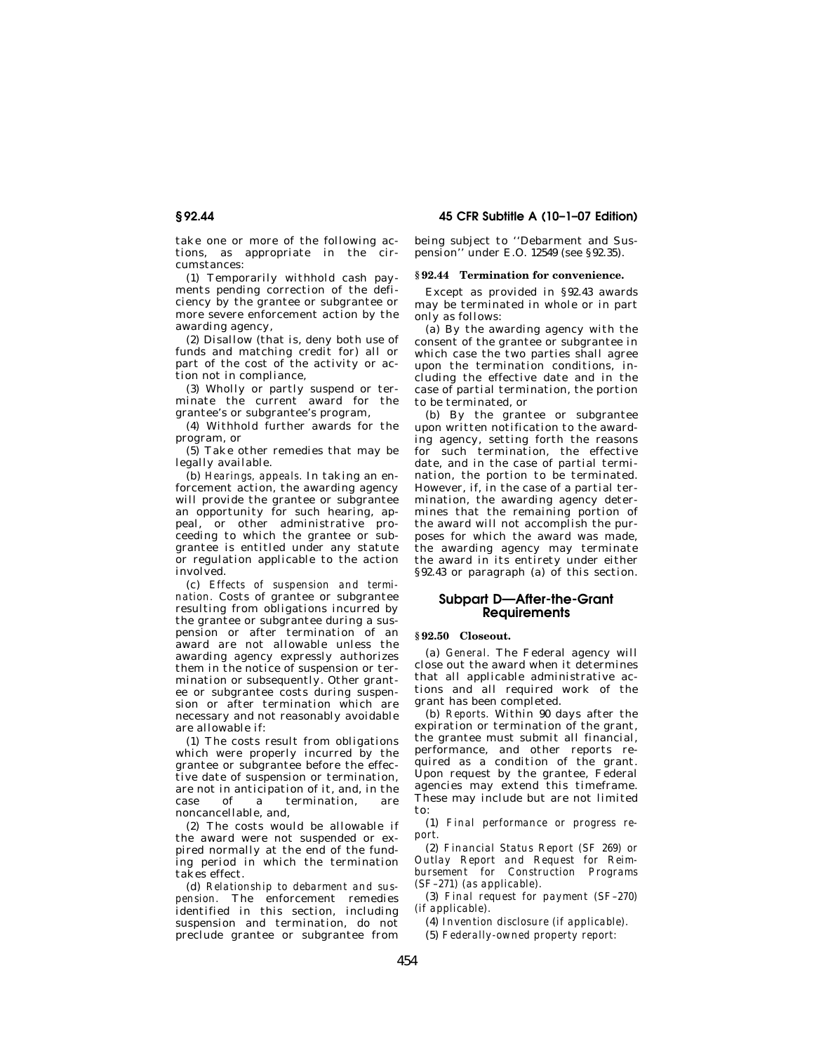take one or more of the following actions, as appropriate in the circumstances:

(1) Temporarily withhold cash payments pending correction of the deficiency by the grantee or subgrantee or more severe enforcement action by the awarding agency,

(2) Disallow (that is, deny both use of funds and matching credit for) all or part of the cost of the activity or action not in compliance,

(3) Wholly or partly suspend or terminate the current award for the grantee's or subgrantee's program,

(4) Withhold further awards for the program, or

(5) Take other remedies that may be legally available.

(b) *Hearings, appeals.* In taking an enforcement action, the awarding agency will provide the grantee or subgrantee an opportunity for such hearing, appeal, or other administrative proceeding to which the grantee or subgrantee is entitled under any statute or regulation applicable to the action involved.

(c) *Effects of suspension and termination.* Costs of grantee or subgrantee resulting from obligations incurred by the grantee or subgrantee during a suspension or after termination of an award are not allowable unless the awarding agency expressly authorizes them in the notice of suspension or termination or subsequently. Other grantee or subgrantee costs during suspension or after termination which are necessary and not reasonably avoidable are allowable if:

(1) The costs result from obligations which were properly incurred by the grantee or subgrantee before the effective date of suspension or termination, are not in anticipation of it, and, in the case of a termination, are noncancellable, and,

(2) The costs would be allowable if the award were not suspended or expired normally at the end of the funding period in which the termination takes effect.

(d) *Relationship to debarment and suspension.* The enforcement remedies identified in this section, including suspension and termination, do not preclude grantee or subgrantee from being subject to ''Debarment and Suspension'' under E.O. 12549 (see §92.35).

### §92.44 Termination for convenience.

Except as provided in §92.43 awards may be terminated in whole or in part only as follows:

(a) By the awarding agency with the consent of the grantee or subgrantee in which case the two parties shall agree upon the termination conditions, including the effective date and in the case of partial termination, the portion to be terminated, or

(b) By the grantee or subgrantee upon written notification to the awarding agency, setting forth the reasons for such termination, the effective date, and in the case of partial termination, the portion to be terminated. However, if, in the case of a partial termination, the awarding agency determines that the remaining portion of the award will not accomplish the purposes for which the award was made, the awarding agency may terminate the award in its entirety under either §92.43 or paragraph (a) of this section.

## Subpart D—After-the-Grant Requirements

### §92.50 Closeout.

(a) *General.* The Federal agency will close out the award when it determines that all applicable administrative actions and all required work of the grant has been completed.

(b) *Reports.* Within 90 days after the expiration or termination of the grant, the grantee must submit all financial, performance, and other reports required as a condition of the grant. Upon request by the grantee, Federal agencies may extend this timeframe. These may include but are not limited to:

(1) *Final performance or progress report.*

(2) *Financial Status Report (SF 269) or Outlay Report and Request for Reimbursement for Construction Programs (SF–271) (as applicable).*

(3) *Final request for payment (SF–270) (if applicable).*

(4) *Invention disclosure (if applicable).*

(5) *Federally-owned property report:*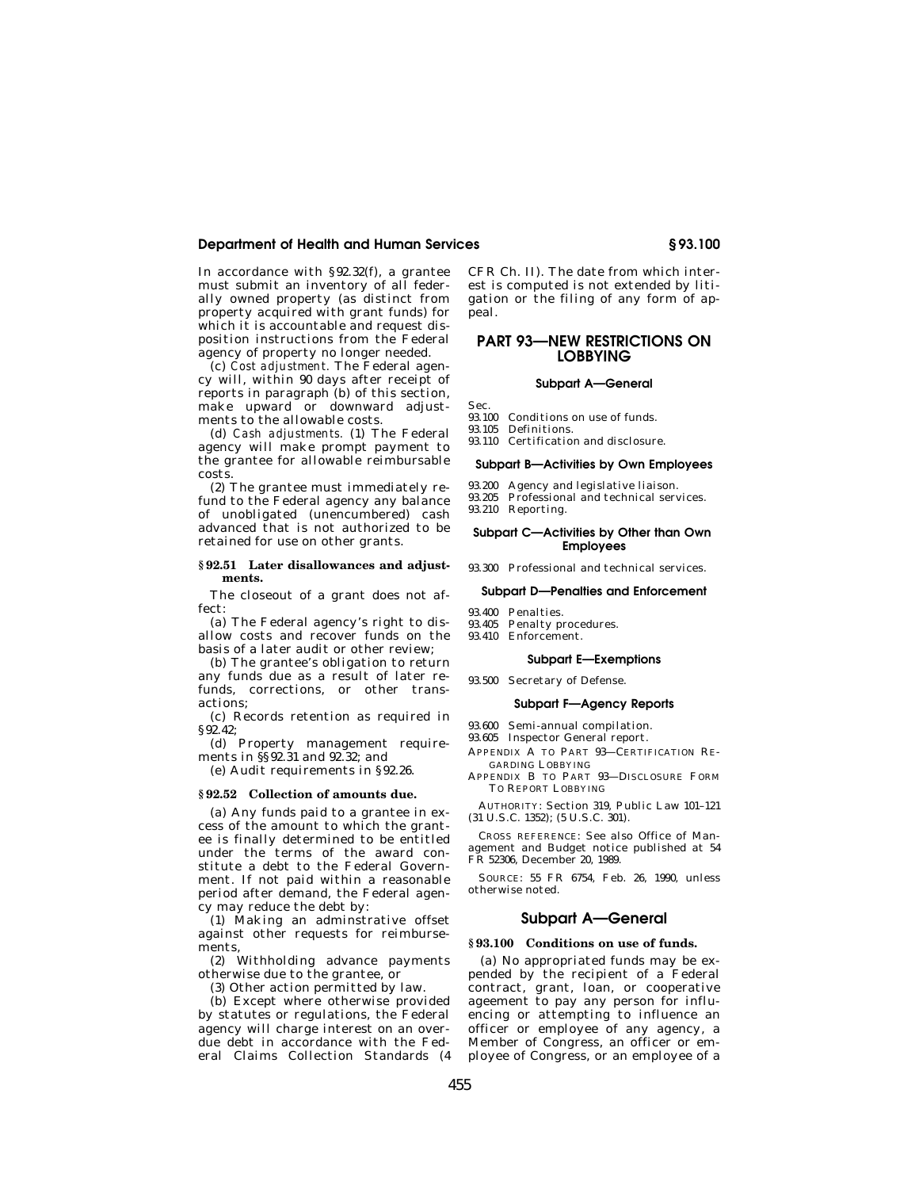In accordance with §92.32(f), a grantee must submit an inventory of all federally owned property (as distinct from property acquired with grant funds) for which it is accountable and request disposition instructions from the Federal agency of property no longer needed.

(c) *Cost adjustment.* The Federal agency will, within 90 days after receipt of reports in paragraph (b) of this section, make upward or downward adjustments to the allowable costs.

(d) *Cash adjustments.* (1) The Federal agency will make prompt payment to the grantee for allowable reimbursable costs.

(2) The grantee must immediately refund to the Federal agency any balance of unobligated (unencumbered) cash advanced that is not authorized to be retained for use on other grants.

### §92.51 Later disallowances and adjustments.

The closeout of a grant does not affect:

(a) The Federal agency's right to disallow costs and recover funds on the basis of a later audit or other review;

(b) The grantee's obligation to return any funds due as a result of later refunds, corrections, or other transactions;

(c) Records retention as required in §92.42;

(d) Property management requirements in §§92.31 and 92.32; and

(e) Audit requirements in §92.26.

### §92.52 Collection of amounts due.

(a) Any funds paid to a grantee in excess of the amount to which the grantee is finally determined to be entitled under the terms of the award constitute a debt to the Federal Government. If not paid within a reasonable period after demand, the Federal agency may reduce the debt by:

(1) Making an adminstrative offset against other requests for reimbursements,

(2) Withholding advance payments otherwise due to the grantee, or

(3) Other action permitted by law.

(b) Except where otherwise provided by statutes or regulations, the Federal agency will charge interest on an overdue debt in accordance with the Federal Claims Collection Standards (4 CFR Ch. II). The date from which interest is computed is not extended by litigation or the filing of any form of appeal.

# PART 93—NEW RESTRICTIONS ON LOBBYING

#### Subpart A—General

Sec.
93.100 Conditions on use of funds.
93.105 Definitions.
93.110 Certification and disclosure.

#### Subpart B—Activities by Own Employees

93.200 Agency and legislative liaison.
93.205 Professional and technical services.
93.210 Reporting.

#### Subpart C—Activities by Other than Own Employees

93.300 Professional and technical services.

#### Subpart D—Penalties and Enforcement

93.400 Penalties.
93.405 Penalty procedures.
93.410 Enforcement.

#### Subpart E—Exemptions

93.500 Secretary of Defense.

#### Subpart F—Agency Reports

93.600 Semi-annual compilation.
93.605 Inspector General report.
APPENDIX A TO PART 93—CERTIFICATION REGARDING LOBBYING
APPENDIX B TO PART 93—DISCLOSURE FORM TO REPORT LOBBYING

AUTHORITY: Section 319, Public Law 101–121 (31 U.S.C. 1352); (5 U.S.C. 301).

CROSS REFERENCE: See also Office of Management and Budget notice published at 54 FR 52306, December 20, 1989.

SOURCE: 55 FR 6754, Feb. 26, 1990, unless otherwise noted.

## Subpart A—General

### §93.100 Conditions on use of funds.

(a) No appropriated funds may be expended by the recipient of a Federal contract, grant, loan, or cooperative ageement to pay any person for influencing or attempting to influence an officer or employee of any agency, a Member of Congress, an officer or employee of Congress, or an employee of a